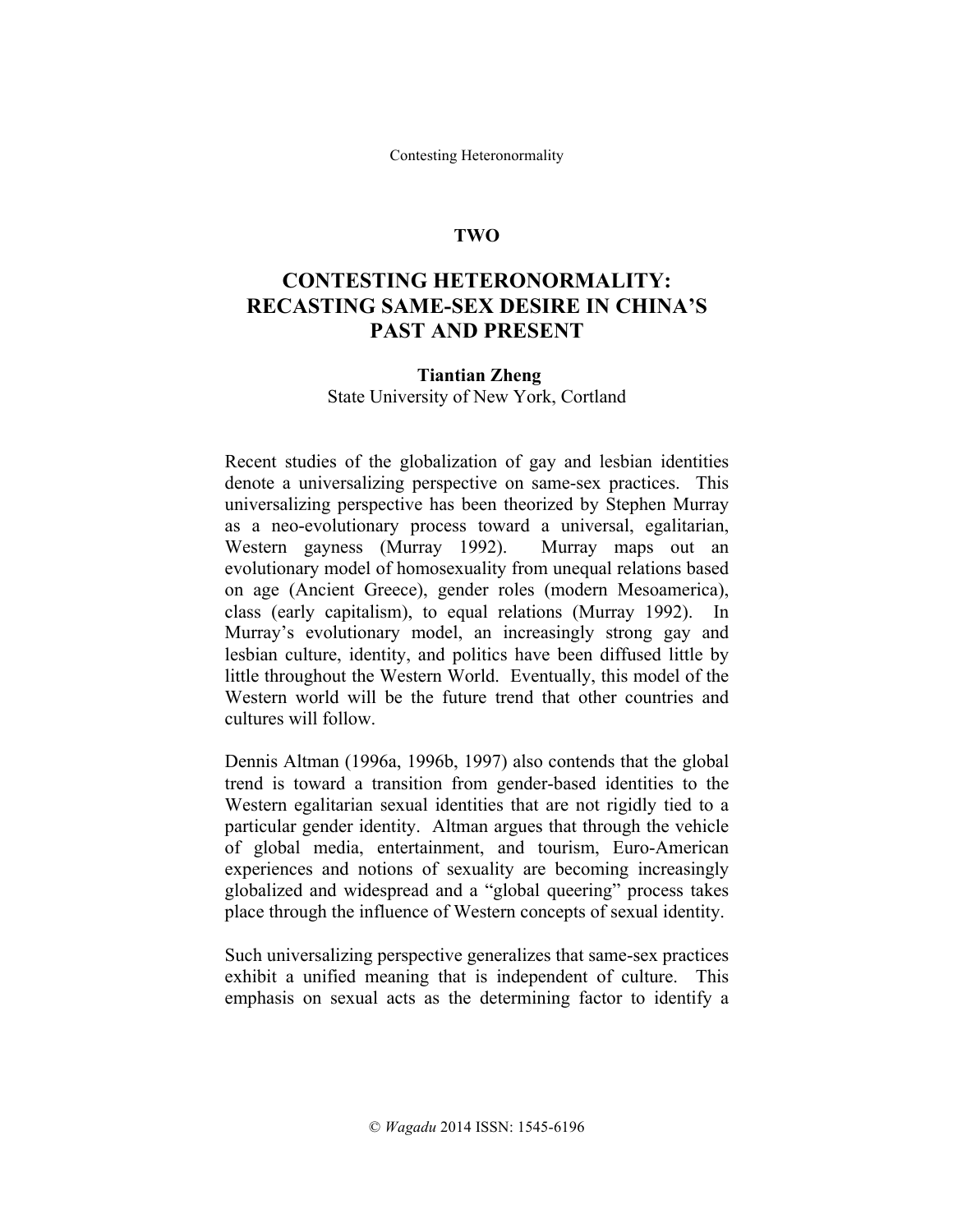## TWO

# CONTESTING HETERONORMALITY: RECASTING SAME-SEX DESIRE IN CHINA'S PAST AND PRESENT

**Tiantian Zheng**
State University of New York, Cortland

Recent studies of the globalization of gay and lesbian identities denote a universalizing perspective on same-sex practices. This universalizing perspective has been theorized by Stephen Murray as a neo-evolutionary process toward a universal, egalitarian, Western gayness (Murray 1992). Murray maps out an evolutionary model of homosexuality from unequal relations based on age (Ancient Greece), gender roles (modern Mesoamerica), class (early capitalism), to equal relations (Murray 1992). In Murray's evolutionary model, an increasingly strong gay and lesbian culture, identity, and politics have been diffused little by little throughout the Western World. Eventually, this model of the Western world will be the future trend that other countries and cultures will follow.

Dennis Altman (1996a, 1996b, 1997) also contends that the global trend is toward a transition from gender-based identities to the Western egalitarian sexual identities that are not rigidly tied to a particular gender identity. Altman argues that through the vehicle of global media, entertainment, and tourism, Euro-American experiences and notions of sexuality are becoming increasingly globalized and widespread and a "global queering" process takes place through the influence of Western concepts of sexual identity.

Such universalizing perspective generalizes that same-sex practices exhibit a unified meaning that is independent of culture. This emphasis on sexual acts as the determining factor to identify a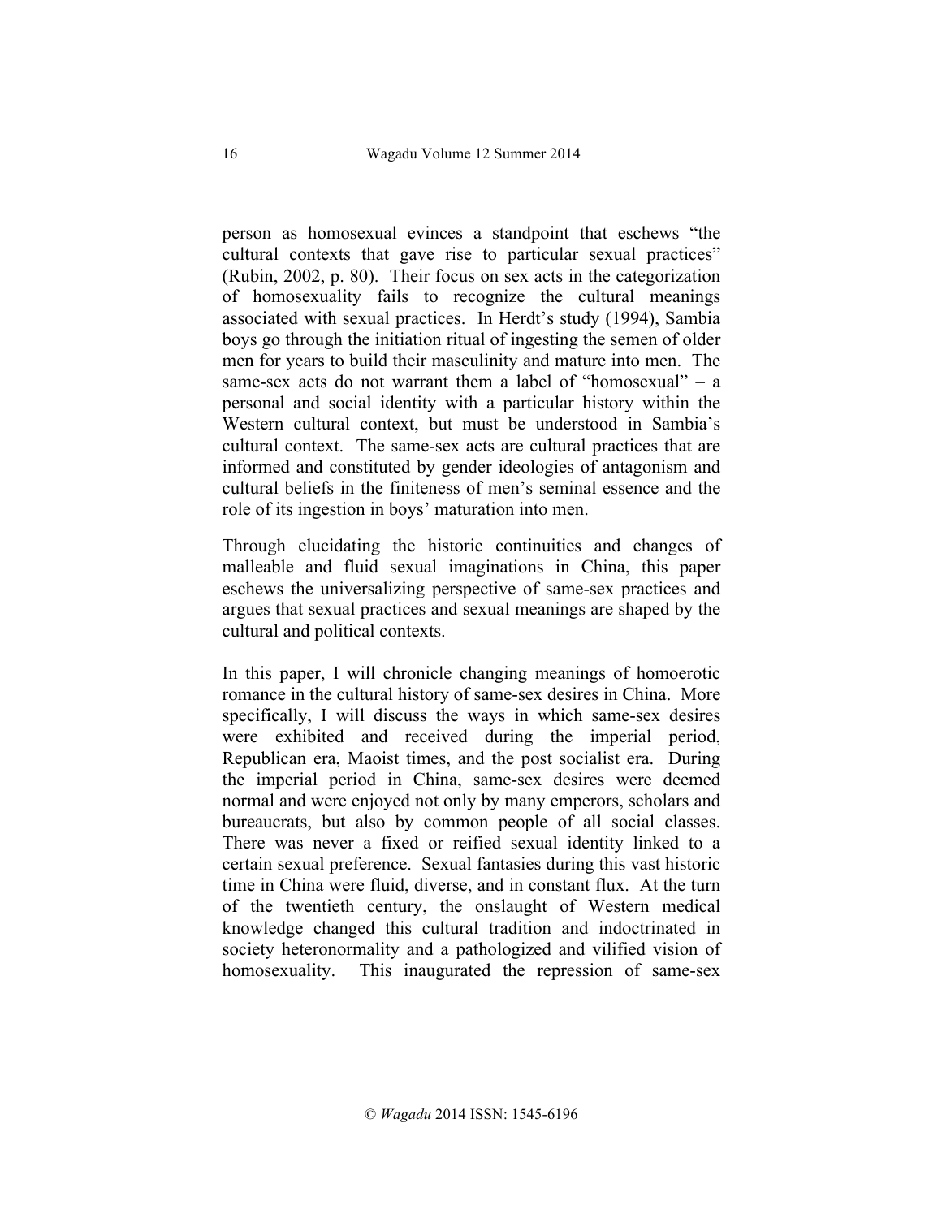person as homosexual evinces a standpoint that eschews "the cultural contexts that gave rise to particular sexual practices" (Rubin, 2002, p. 80). Their focus on sex acts in the categorization of homosexuality fails to recognize the cultural meanings associated with sexual practices. In Herdt's study (1994), Sambia boys go through the initiation ritual of ingesting the semen of older men for years to build their masculinity and mature into men. The same-sex acts do not warrant them a label of "homosexual" – a personal and social identity with a particular history within the Western cultural context, but must be understood in Sambia's cultural context. The same-sex acts are cultural practices that are informed and constituted by gender ideologies of antagonism and cultural beliefs in the finiteness of men's seminal essence and the role of its ingestion in boys' maturation into men.

Through elucidating the historic continuities and changes of malleable and fluid sexual imaginations in China, this paper eschews the universalizing perspective of same-sex practices and argues that sexual practices and sexual meanings are shaped by the cultural and political contexts.

In this paper, I will chronicle changing meanings of homoerotic romance in the cultural history of same-sex desires in China. More specifically, I will discuss the ways in which same-sex desires were exhibited and received during the imperial period, Republican era, Maoist times, and the post socialist era. During the imperial period in China, same-sex desires were deemed normal and were enjoyed not only by many emperors, scholars and bureaucrats, but also by common people of all social classes. There was never a fixed or reified sexual identity linked to a certain sexual preference. Sexual fantasies during this vast historic time in China were fluid, diverse, and in constant flux. At the turn of the twentieth century, the onslaught of Western medical knowledge changed this cultural tradition and indoctrinated in society heteronormality and a pathologized and vilified vision of homosexuality. This inaugurated the repression of same-sex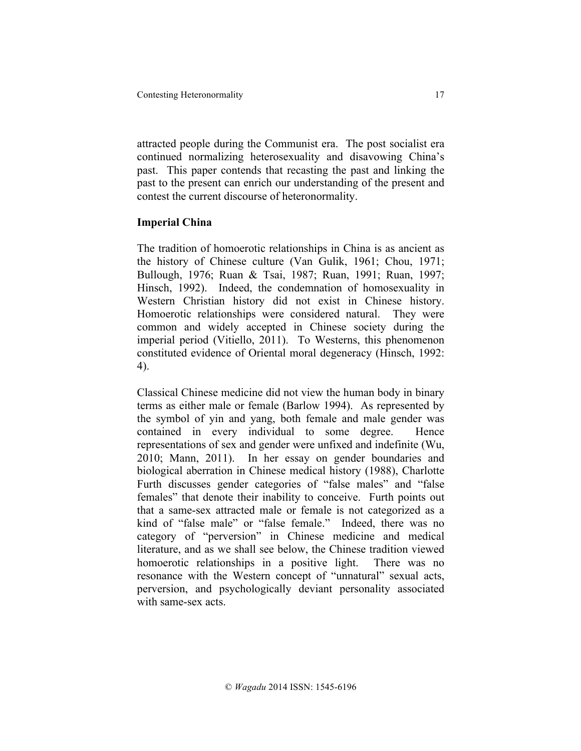attracted people during the Communist era. The post socialist era continued normalizing heterosexuality and disavowing China's past. This paper contends that recasting the past and linking the past to the present can enrich our understanding of the present and contest the current discourse of heteronormality.

## Imperial China

The tradition of homoerotic relationships in China is as ancient as the history of Chinese culture (Van Gulik, 1961; Chou, 1971; Bullough, 1976; Ruan & Tsai, 1987; Ruan, 1991; Ruan, 1997; Hinsch, 1992). Indeed, the condemnation of homosexuality in Western Christian history did not exist in Chinese history. Homoerotic relationships were considered natural. They were common and widely accepted in Chinese society during the imperial period (Vitiello, 2011). To Westerns, this phenomenon constituted evidence of Oriental moral degeneracy (Hinsch, 1992: 4).

Classical Chinese medicine did not view the human body in binary terms as either male or female (Barlow 1994). As represented by the symbol of yin and yang, both female and male gender was contained in every individual to some degree. Hence representations of sex and gender were unfixed and indefinite (Wu, 2010; Mann, 2011). In her essay on gender boundaries and biological aberration in Chinese medical history (1988), Charlotte Furth discusses gender categories of "false males" and "false females" that denote their inability to conceive. Furth points out that a same-sex attracted male or female is not categorized as a kind of "false male" or "false female." Indeed, there was no category of "perversion" in Chinese medicine and medical literature, and as we shall see below, the Chinese tradition viewed homoerotic relationships in a positive light. There was no resonance with the Western concept of "unnatural" sexual acts, perversion, and psychologically deviant personality associated with same-sex acts.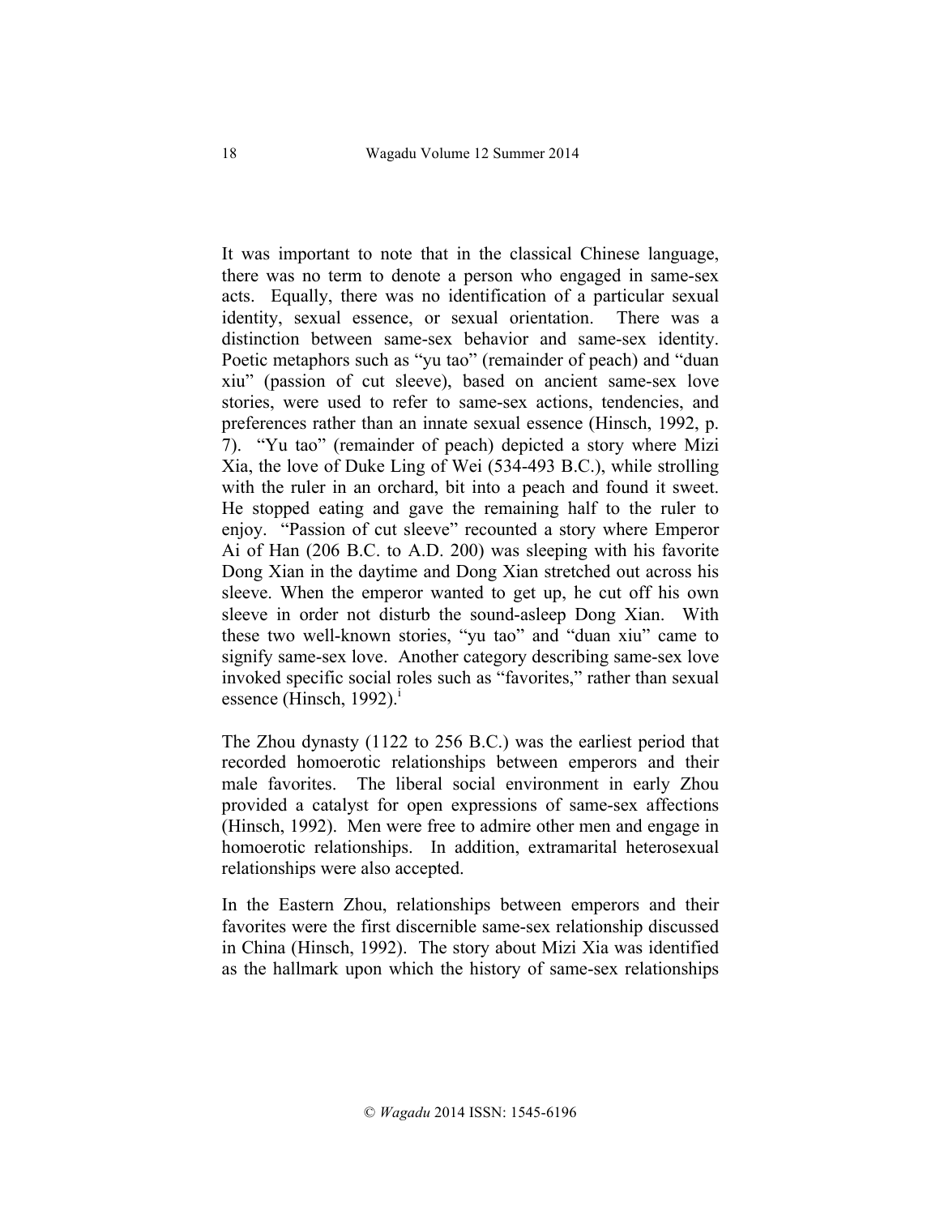It was important to note that in the classical Chinese language, there was no term to denote a person who engaged in same-sex acts. Equally, there was no identification of a particular sexual identity, sexual essence, or sexual orientation. There was a distinction between same-sex behavior and same-sex identity. Poetic metaphors such as "yu tao" (remainder of peach) and "duan xiu" (passion of cut sleeve), based on ancient same-sex love stories, were used to refer to same-sex actions, tendencies, and preferences rather than an innate sexual essence (Hinsch, 1992, p. 7). "Yu tao" (remainder of peach) depicted a story where Mizi Xia, the love of Duke Ling of Wei (534-493 B.C.), while strolling with the ruler in an orchard, bit into a peach and found it sweet. He stopped eating and gave the remaining half to the ruler to enjoy. "Passion of cut sleeve" recounted a story where Emperor Ai of Han (206 B.C. to A.D. 200) was sleeping with his favorite Dong Xian in the daytime and Dong Xian stretched out across his sleeve. When the emperor wanted to get up, he cut off his own sleeve in order not disturb the sound-asleep Dong Xian. With these two well-known stories, "yu tao" and "duan xiu" came to signify same-sex love. Another category describing same-sex love invoked specific social roles such as "favorites," rather than sexual essence (Hinsch, 1992).[i]

The Zhou dynasty (1122 to 256 B.C.) was the earliest period that recorded homoerotic relationships between emperors and their male favorites. The liberal social environment in early Zhou provided a catalyst for open expressions of same-sex affections (Hinsch, 1992). Men were free to admire other men and engage in homoerotic relationships. In addition, extramarital heterosexual relationships were also accepted.

In the Eastern Zhou, relationships between emperors and their favorites were the first discernible same-sex relationship discussed in China (Hinsch, 1992). The story about Mizi Xia was identified as the hallmark upon which the history of same-sex relationships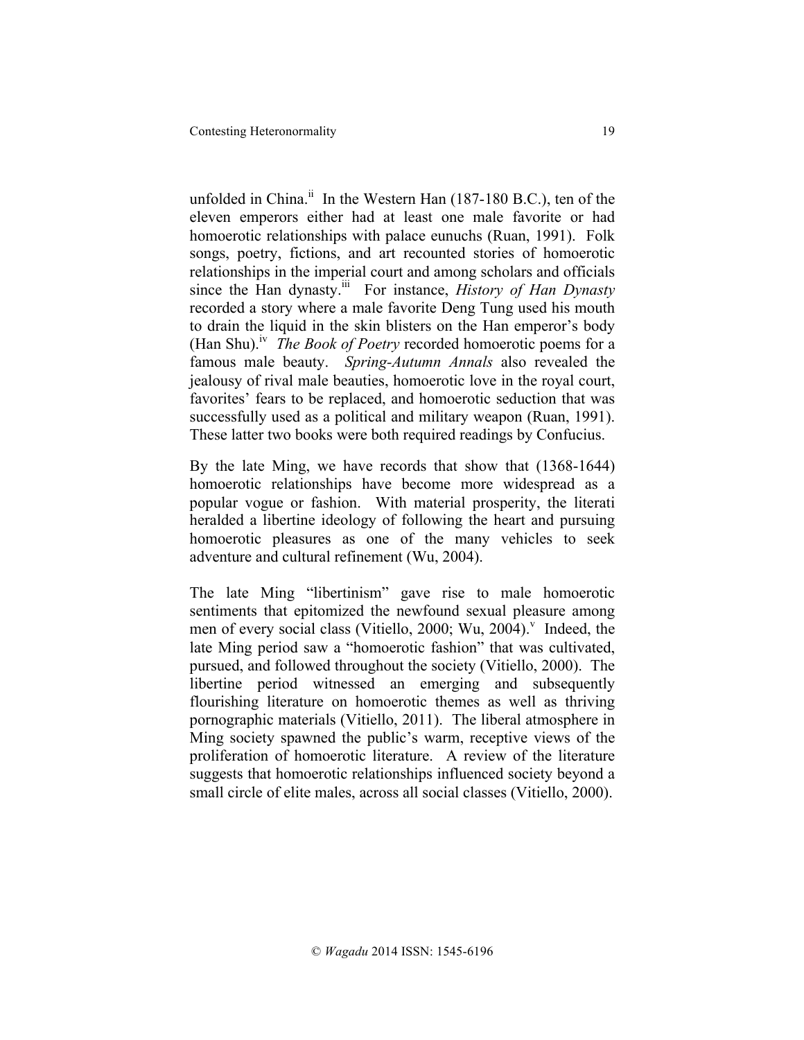unfolded in China.[ii] In the Western Han (187-180 B.C.), ten of the eleven emperors either had at least one male favorite or had homoerotic relationships with palace eunuchs (Ruan, 1991). Folk songs, poetry, fictions, and art recounted stories of homoerotic relationships in the imperial court and among scholars and officials since the Han dynasty.[iii] For instance, *History of Han Dynasty* recorded a story where a male favorite Deng Tung used his mouth to drain the liquid in the skin blisters on the Han emperor's body (Han Shu).[iv] *The Book of Poetry* recorded homoerotic poems for a famous male beauty. *Spring-Autumn Annals* also revealed the jealousy of rival male beauties, homoerotic love in the royal court, favorites' fears to be replaced, and homoerotic seduction that was successfully used as a political and military weapon (Ruan, 1991). These latter two books were both required readings by Confucius.

By the late Ming, we have records that show that (1368-1644) homoerotic relationships have become more widespread as a popular vogue or fashion. With material prosperity, the literati heralded a libertine ideology of following the heart and pursuing homoerotic pleasures as one of the many vehicles to seek adventure and cultural refinement (Wu, 2004).

The late Ming "libertinism" gave rise to male homoerotic sentiments that epitomized the newfound sexual pleasure among men of every social class (Vitiello, 2000; Wu, 2004).[v] Indeed, the late Ming period saw a "homoerotic fashion" that was cultivated, pursued, and followed throughout the society (Vitiello, 2000). The libertine period witnessed an emerging and subsequently flourishing literature on homoerotic themes as well as thriving pornographic materials (Vitiello, 2011). The liberal atmosphere in Ming society spawned the public's warm, receptive views of the proliferation of homoerotic literature. A review of the literature suggests that homoerotic relationships influenced society beyond a small circle of elite males, across all social classes (Vitiello, 2000).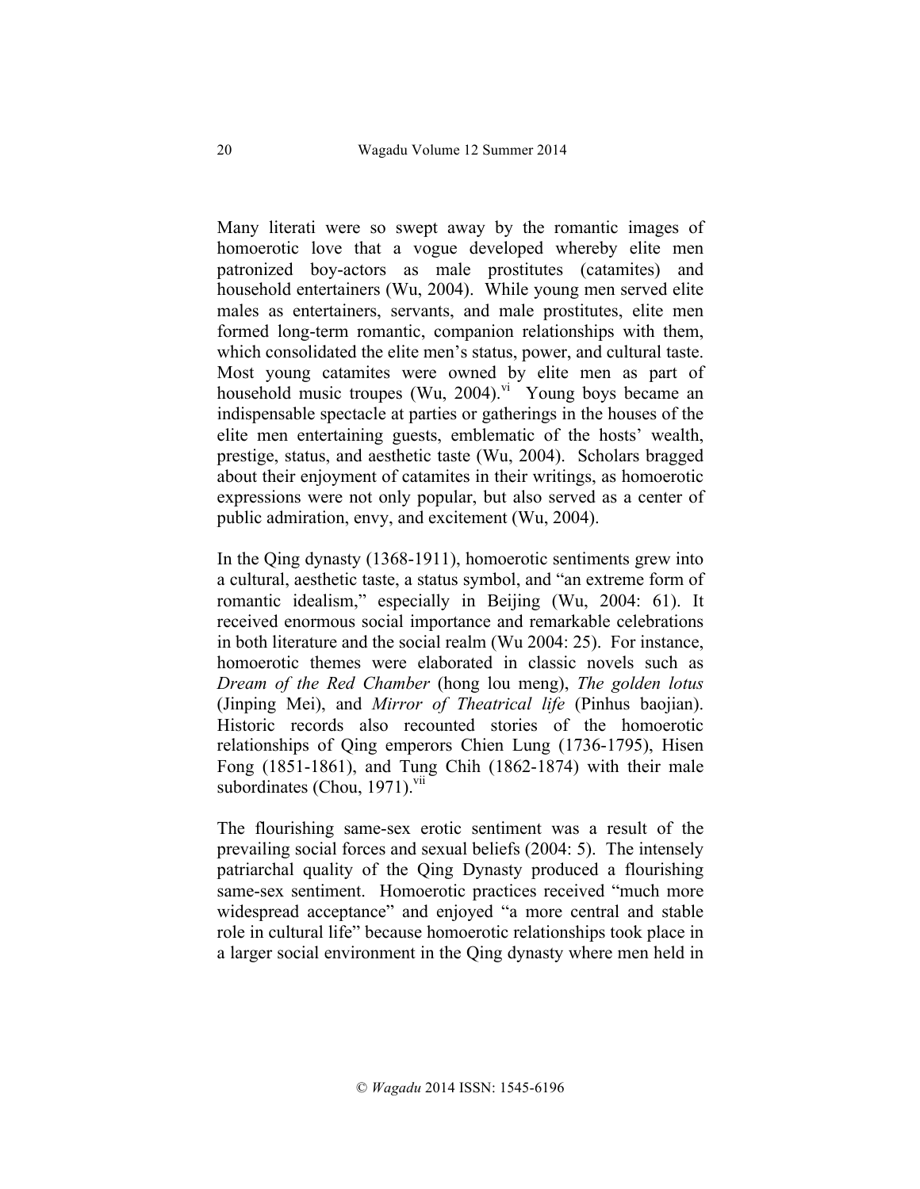Many literati were so swept away by the romantic images of homoerotic love that a vogue developed whereby elite men patronized boy-actors as male prostitutes (catamites) and household entertainers (Wu, 2004). While young men served elite males as entertainers, servants, and male prostitutes, elite men formed long-term romantic, companion relationships with them, which consolidated the elite men's status, power, and cultural taste. Most young catamites were owned by elite men as part of household music troupes (Wu, 2004).[vi] Young boys became an indispensable spectacle at parties or gatherings in the houses of the elite men entertaining guests, emblematic of the hosts' wealth, prestige, status, and aesthetic taste (Wu, 2004). Scholars bragged about their enjoyment of catamites in their writings, as homoerotic expressions were not only popular, but also served as a center of public admiration, envy, and excitement (Wu, 2004).

In the Qing dynasty (1368-1911), homoerotic sentiments grew into a cultural, aesthetic taste, a status symbol, and "an extreme form of romantic idealism," especially in Beijing (Wu, 2004: 61). It received enormous social importance and remarkable celebrations in both literature and the social realm (Wu 2004: 25). For instance, homoerotic themes were elaborated in classic novels such as *Dream of the Red Chamber* (hong lou meng), *The golden lotus* (Jinping Mei), and *Mirror of Theatrical life* (Pinhus baojian). Historic records also recounted stories of the homoerotic relationships of Qing emperors Chien Lung (1736-1795), Hisen Fong (1851-1861), and Tung Chih (1862-1874) with their male subordinates (Chou, 1971).[vii]

The flourishing same-sex erotic sentiment was a result of the prevailing social forces and sexual beliefs (2004: 5). The intensely patriarchal quality of the Qing Dynasty produced a flourishing same-sex sentiment. Homoerotic practices received "much more widespread acceptance" and enjoyed "a more central and stable role in cultural life" because homoerotic relationships took place in a larger social environment in the Qing dynasty where men held in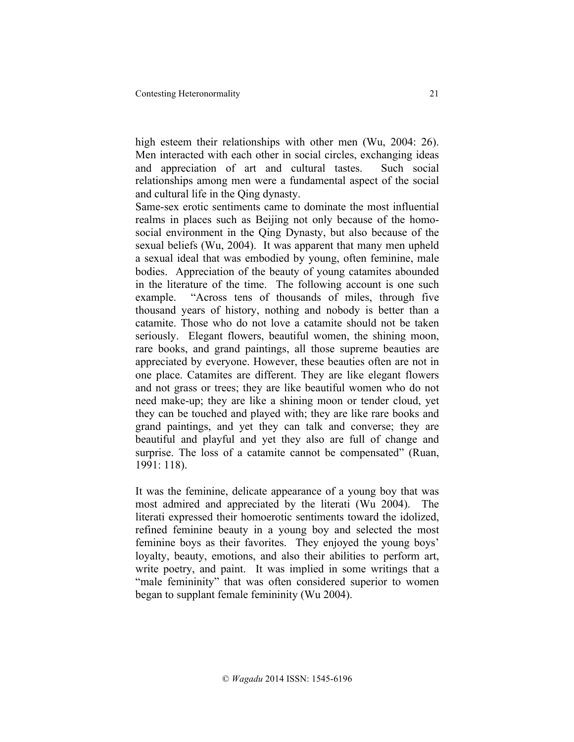high esteem their relationships with other men (Wu, 2004: 26). Men interacted with each other in social circles, exchanging ideas and appreciation of art and cultural tastes. Such social relationships among men were a fundamental aspect of the social and cultural life in the Qing dynasty.

Same-sex erotic sentiments came to dominate the most influential realms in places such as Beijing not only because of the homo-social environment in the Qing Dynasty, but also because of the sexual beliefs (Wu, 2004). It was apparent that many men upheld a sexual ideal that was embodied by young, often feminine, male bodies. Appreciation of the beauty of young catamites abounded in the literature of the time. The following account is one such example. "Across tens of thousands of miles, through five thousand years of history, nothing and nobody is better than a catamite. Those who do not love a catamite should not be taken seriously. Elegant flowers, beautiful women, the shining moon, rare books, and grand paintings, all those supreme beauties are appreciated by everyone. However, these beauties often are not in one place. Catamites are different. They are like elegant flowers and not grass or trees; they are like beautiful women who do not need make-up; they are like a shining moon or tender cloud, yet they can be touched and played with; they are like rare books and grand paintings, and yet they can talk and converse; they are beautiful and playful and yet they also are full of change and surprise. The loss of a catamite cannot be compensated" (Ruan, 1991: 118).

It was the feminine, delicate appearance of a young boy that was most admired and appreciated by the literati (Wu 2004). The literati expressed their homoerotic sentiments toward the idolized, refined feminine beauty in a young boy and selected the most feminine boys as their favorites. They enjoyed the young boys' loyalty, beauty, emotions, and also their abilities to perform art, write poetry, and paint. It was implied in some writings that a "male femininity" that was often considered superior to women began to supplant female femininity (Wu 2004).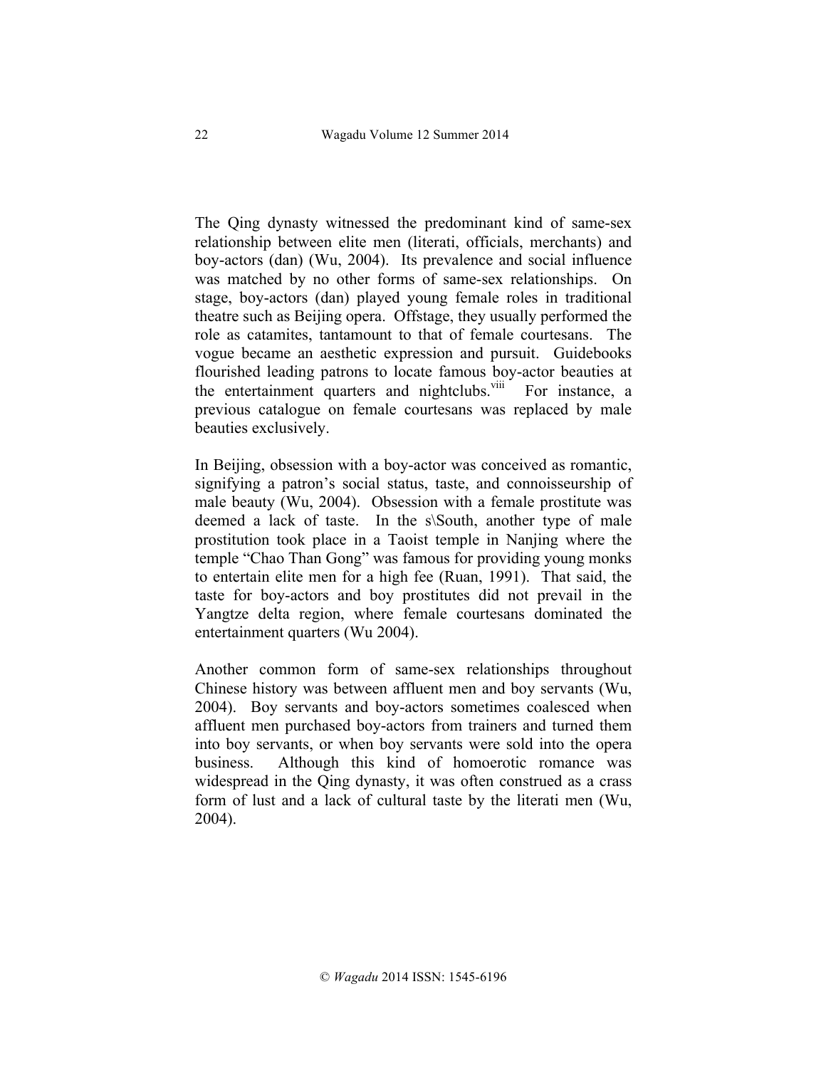The Qing dynasty witnessed the predominant kind of same-sex relationship between elite men (literati, officials, merchants) and boy-actors (dan) (Wu, 2004). Its prevalence and social influence was matched by no other forms of same-sex relationships. On stage, boy-actors (dan) played young female roles in traditional theatre such as Beijing opera. Offstage, they usually performed the role as catamites, tantamount to that of female courtesans. The vogue became an aesthetic expression and pursuit. Guidebooks flourished leading patrons to locate famous boy-actor beauties at the entertainment quarters and nightclubs.[viii] For instance, a previous catalogue on female courtesans was replaced by male beauties exclusively.

In Beijing, obsession with a boy-actor was conceived as romantic, signifying a patron's social status, taste, and connoisseurship of male beauty (Wu, 2004). Obsession with a female prostitute was deemed a lack of taste. In the s\South, another type of male prostitution took place in a Taoist temple in Nanjing where the temple "Chao Than Gong" was famous for providing young monks to entertain elite men for a high fee (Ruan, 1991). That said, the taste for boy-actors and boy prostitutes did not prevail in the Yangtze delta region, where female courtesans dominated the entertainment quarters (Wu 2004).

Another common form of same-sex relationships throughout Chinese history was between affluent men and boy servants (Wu, 2004). Boy servants and boy-actors sometimes coalesced when affluent men purchased boy-actors from trainers and turned them into boy servants, or when boy servants were sold into the opera business. Although this kind of homoerotic romance was widespread in the Qing dynasty, it was often construed as a crass form of lust and a lack of cultural taste by the literati men (Wu, 2004).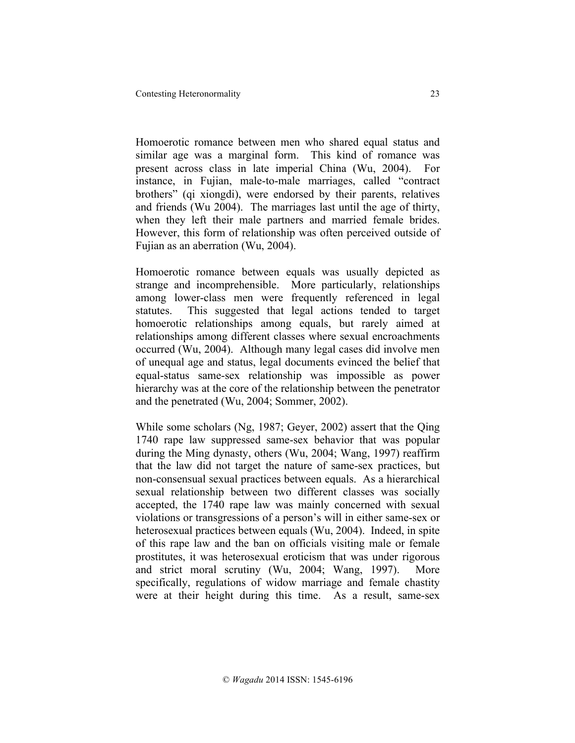Homoerotic romance between men who shared equal status and similar age was a marginal form. This kind of romance was present across class in late imperial China (Wu, 2004). For instance, in Fujian, male-to-male marriages, called "contract brothers" (qi xiongdi), were endorsed by their parents, relatives and friends (Wu 2004). The marriages last until the age of thirty, when they left their male partners and married female brides. However, this form of relationship was often perceived outside of Fujian as an aberration (Wu, 2004).

Homoerotic romance between equals was usually depicted as strange and incomprehensible. More particularly, relationships among lower-class men were frequently referenced in legal statutes. This suggested that legal actions tended to target homoerotic relationships among equals, but rarely aimed at relationships among different classes where sexual encroachments occurred (Wu, 2004). Although many legal cases did involve men of unequal age and status, legal documents evinced the belief that equal-status same-sex relationship was impossible as power hierarchy was at the core of the relationship between the penetrator and the penetrated (Wu, 2004; Sommer, 2002).

While some scholars (Ng, 1987; Geyer, 2002) assert that the Qing 1740 rape law suppressed same-sex behavior that was popular during the Ming dynasty, others (Wu, 2004; Wang, 1997) reaffirm that the law did not target the nature of same-sex practices, but non-consensual sexual practices between equals. As a hierarchical sexual relationship between two different classes was socially accepted, the 1740 rape law was mainly concerned with sexual violations or transgressions of a person's will in either same-sex or heterosexual practices between equals (Wu, 2004). Indeed, in spite of this rape law and the ban on officials visiting male or female prostitutes, it was heterosexual eroticism that was under rigorous and strict moral scrutiny (Wu, 2004; Wang, 1997). More specifically, regulations of widow marriage and female chastity were at their height during this time. As a result, same-sex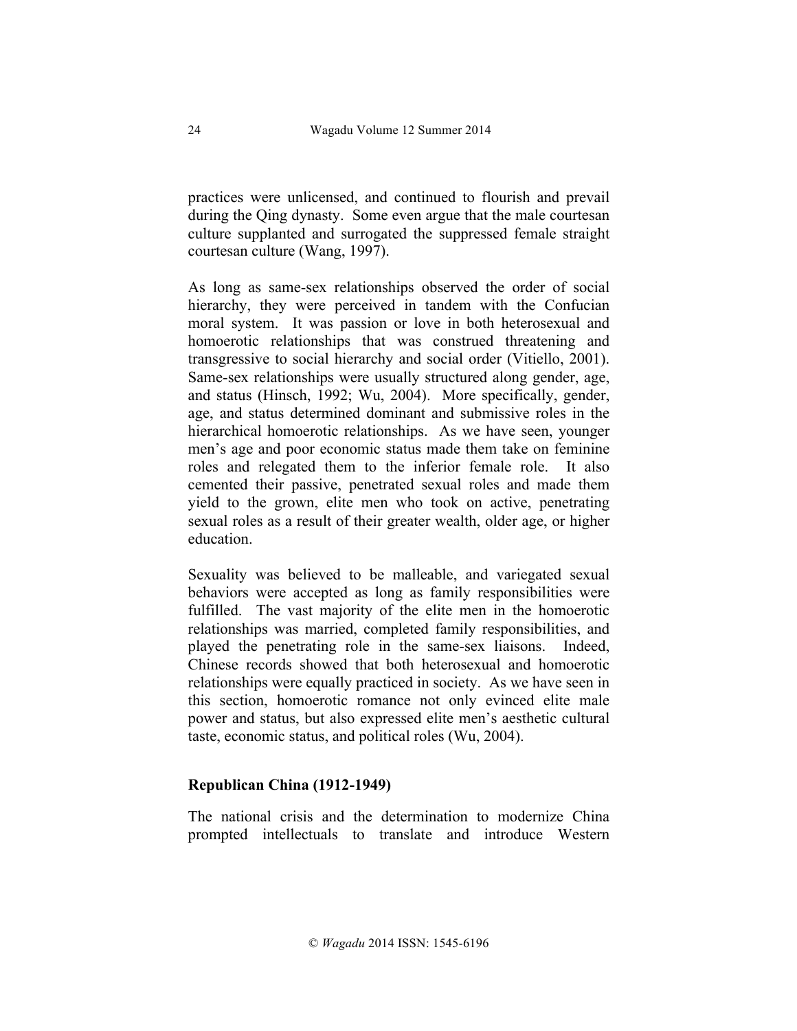practices were unlicensed, and continued to flourish and prevail during the Qing dynasty. Some even argue that the male courtesan culture supplanted and surrogated the suppressed female straight courtesan culture (Wang, 1997).

As long as same-sex relationships observed the order of social hierarchy, they were perceived in tandem with the Confucian moral system. It was passion or love in both heterosexual and homoerotic relationships that was construed threatening and transgressive to social hierarchy and social order (Vitiello, 2001). Same-sex relationships were usually structured along gender, age, and status (Hinsch, 1992; Wu, 2004). More specifically, gender, age, and status determined dominant and submissive roles in the hierarchical homoerotic relationships. As we have seen, younger men's age and poor economic status made them take on feminine roles and relegated them to the inferior female role. It also cemented their passive, penetrated sexual roles and made them yield to the grown, elite men who took on active, penetrating sexual roles as a result of their greater wealth, older age, or higher education.

Sexuality was believed to be malleable, and variegated sexual behaviors were accepted as long as family responsibilities were fulfilled. The vast majority of the elite men in the homoerotic relationships was married, completed family responsibilities, and played the penetrating role in the same-sex liaisons. Indeed, Chinese records showed that both heterosexual and homoerotic relationships were equally practiced in society. As we have seen in this section, homoerotic romance not only evinced elite male power and status, but also expressed elite men's aesthetic cultural taste, economic status, and political roles (Wu, 2004).

## Republican China (1912-1949)

The national crisis and the determination to modernize China prompted intellectuals to translate and introduce Western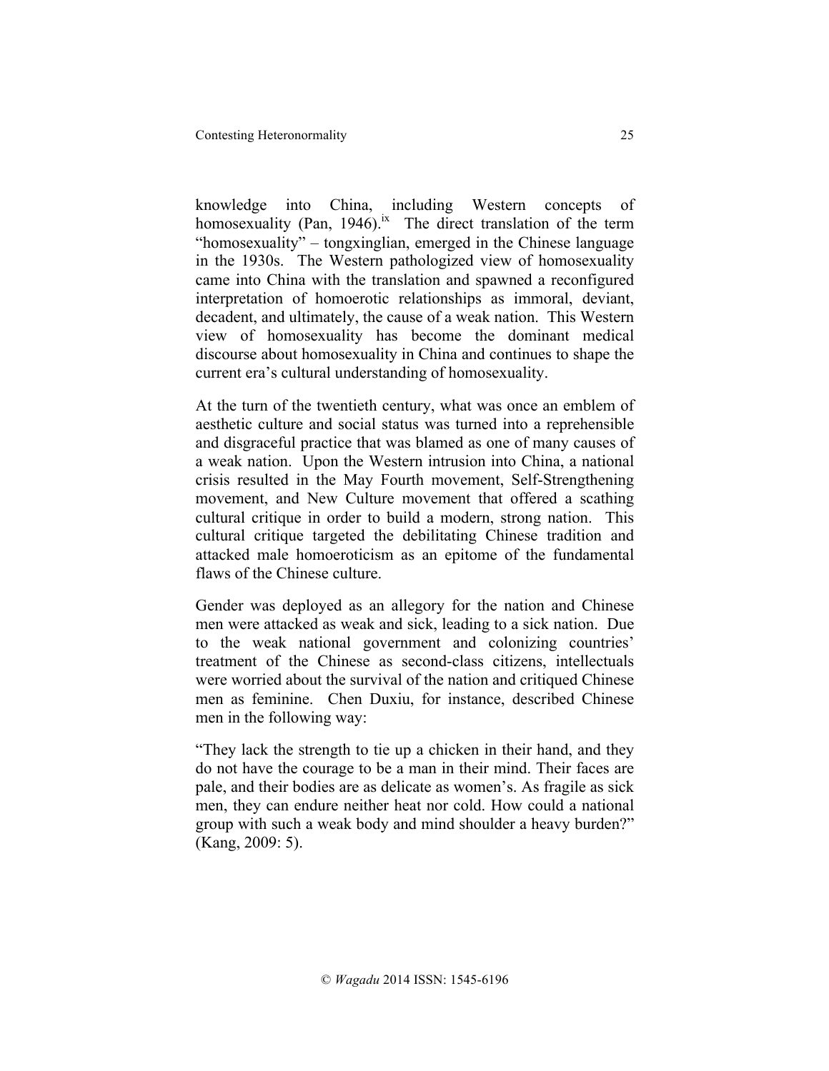knowledge into China, including Western concepts of homosexuality (Pan, 1946).[ix] The direct translation of the term "homosexuality" – tongxinglian, emerged in the Chinese language in the 1930s. The Western pathologized view of homosexuality came into China with the translation and spawned a reconfigured interpretation of homoerotic relationships as immoral, deviant, decadent, and ultimately, the cause of a weak nation. This Western view of homosexuality has become the dominant medical discourse about homosexuality in China and continues to shape the current era's cultural understanding of homosexuality.

At the turn of the twentieth century, what was once an emblem of aesthetic culture and social status was turned into a reprehensible and disgraceful practice that was blamed as one of many causes of a weak nation. Upon the Western intrusion into China, a national crisis resulted in the May Fourth movement, Self-Strengthening movement, and New Culture movement that offered a scathing cultural critique in order to build a modern, strong nation. This cultural critique targeted the debilitating Chinese tradition and attacked male homoeroticism as an epitome of the fundamental flaws of the Chinese culture.

Gender was deployed as an allegory for the nation and Chinese men were attacked as weak and sick, leading to a sick nation. Due to the weak national government and colonizing countries' treatment of the Chinese as second-class citizens, intellectuals were worried about the survival of the nation and critiqued Chinese men as feminine. Chen Duxiu, for instance, described Chinese men in the following way:

"They lack the strength to tie up a chicken in their hand, and they do not have the courage to be a man in their mind. Their faces are pale, and their bodies are as delicate as women's. As fragile as sick men, they can endure neither heat nor cold. How could a national group with such a weak body and mind shoulder a heavy burden?" (Kang, 2009: 5).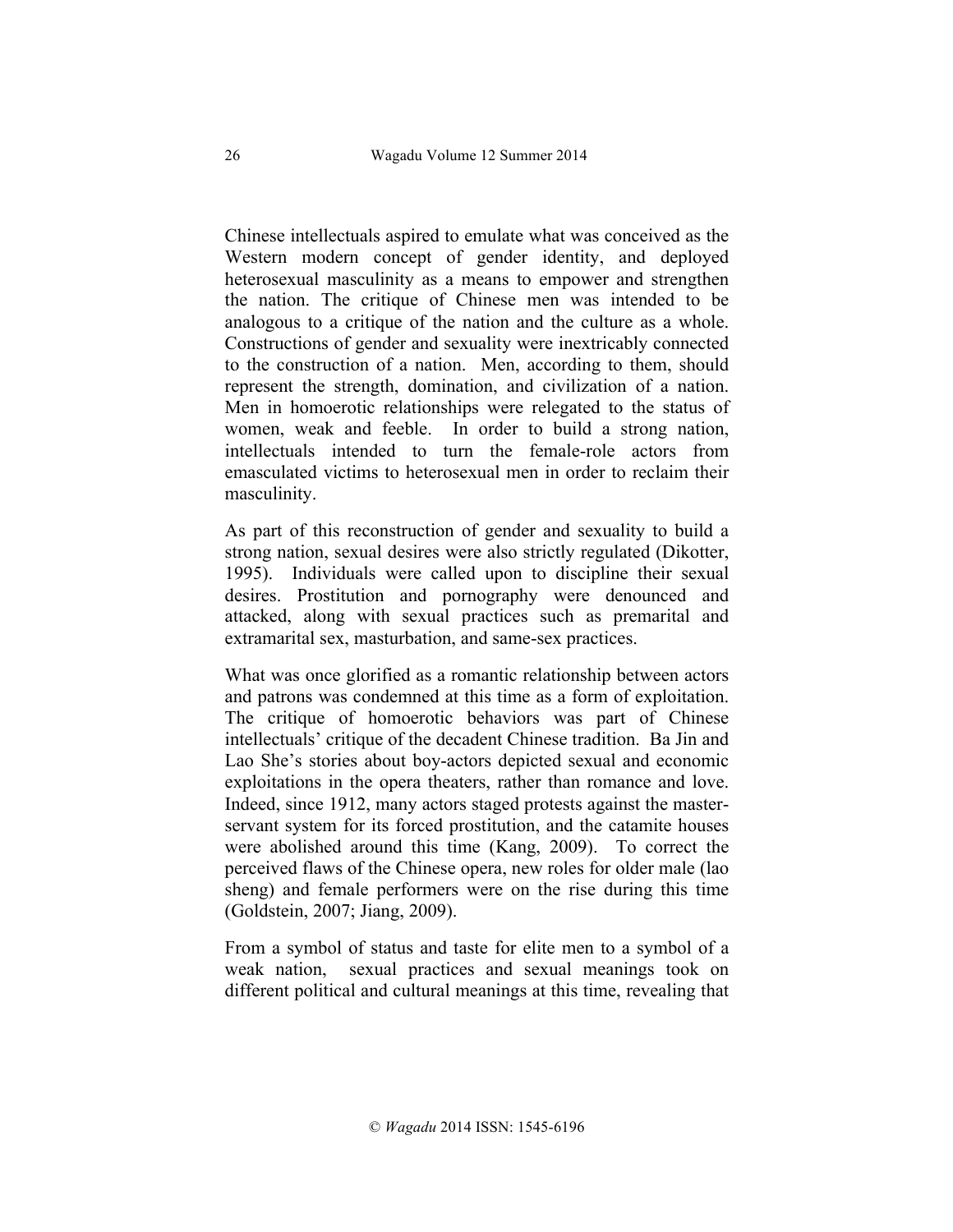Chinese intellectuals aspired to emulate what was conceived as the Western modern concept of gender identity, and deployed heterosexual masculinity as a means to empower and strengthen the nation. The critique of Chinese men was intended to be analogous to a critique of the nation and the culture as a whole. Constructions of gender and sexuality were inextricably connected to the construction of a nation. Men, according to them, should represent the strength, domination, and civilization of a nation. Men in homoerotic relationships were relegated to the status of women, weak and feeble. In order to build a strong nation, intellectuals intended to turn the female-role actors from emasculated victims to heterosexual men in order to reclaim their masculinity.

As part of this reconstruction of gender and sexuality to build a strong nation, sexual desires were also strictly regulated (Dikotter, 1995). Individuals were called upon to discipline their sexual desires. Prostitution and pornography were denounced and attacked, along with sexual practices such as premarital and extramarital sex, masturbation, and same-sex practices.

What was once glorified as a romantic relationship between actors and patrons was condemned at this time as a form of exploitation. The critique of homoerotic behaviors was part of Chinese intellectuals' critique of the decadent Chinese tradition. Ba Jin and Lao She's stories about boy-actors depicted sexual and economic exploitations in the opera theaters, rather than romance and love. Indeed, since 1912, many actors staged protests against the master-servant system for its forced prostitution, and the catamite houses were abolished around this time (Kang, 2009). To correct the perceived flaws of the Chinese opera, new roles for older male (lao sheng) and female performers were on the rise during this time (Goldstein, 2007; Jiang, 2009).

From a symbol of status and taste for elite men to a symbol of a weak nation, sexual practices and sexual meanings took on different political and cultural meanings at this time, revealing that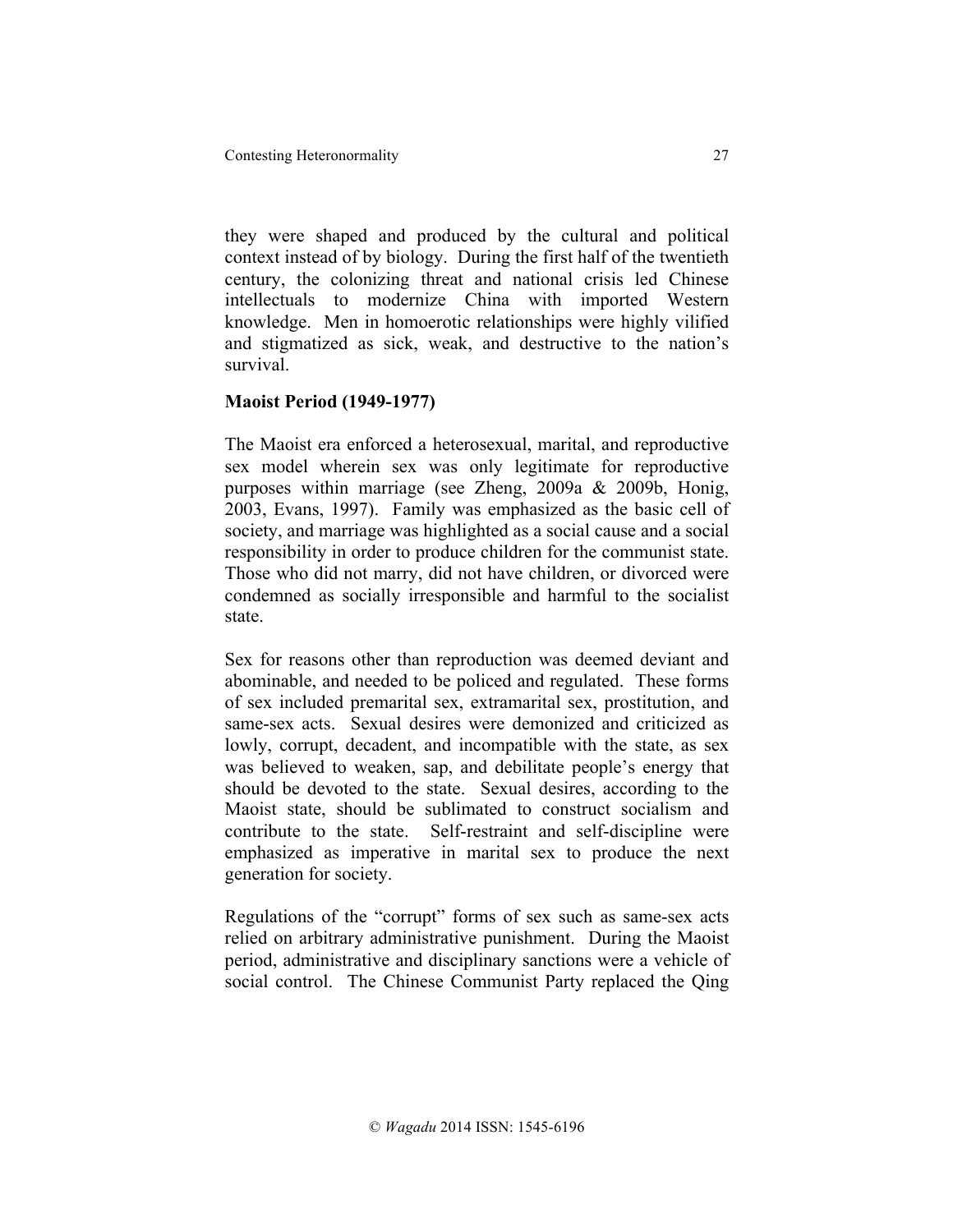they were shaped and produced by the cultural and political context instead of by biology. During the first half of the twentieth century, the colonizing threat and national crisis led Chinese intellectuals to modernize China with imported Western knowledge. Men in homoerotic relationships were highly vilified and stigmatized as sick, weak, and destructive to the nation's survival.

**Maoist Period (1949-1977)**

The Maoist era enforced a heterosexual, marital, and reproductive sex model wherein sex was only legitimate for reproductive purposes within marriage (see Zheng, 2009a & 2009b, Honig, 2003, Evans, 1997). Family was emphasized as the basic cell of society, and marriage was highlighted as a social cause and a social responsibility in order to produce children for the communist state. Those who did not marry, did not have children, or divorced were condemned as socially irresponsible and harmful to the socialist state.

Sex for reasons other than reproduction was deemed deviant and abominable, and needed to be policed and regulated. These forms of sex included premarital sex, extramarital sex, prostitution, and same-sex acts. Sexual desires were demonized and criticized as lowly, corrupt, decadent, and incompatible with the state, as sex was believed to weaken, sap, and debilitate people's energy that should be devoted to the state. Sexual desires, according to the Maoist state, should be sublimated to construct socialism and contribute to the state. Self-restraint and self-discipline were emphasized as imperative in marital sex to produce the next generation for society.

Regulations of the "corrupt" forms of sex such as same-sex acts relied on arbitrary administrative punishment. During the Maoist period, administrative and disciplinary sanctions were a vehicle of social control. The Chinese Communist Party replaced the Qing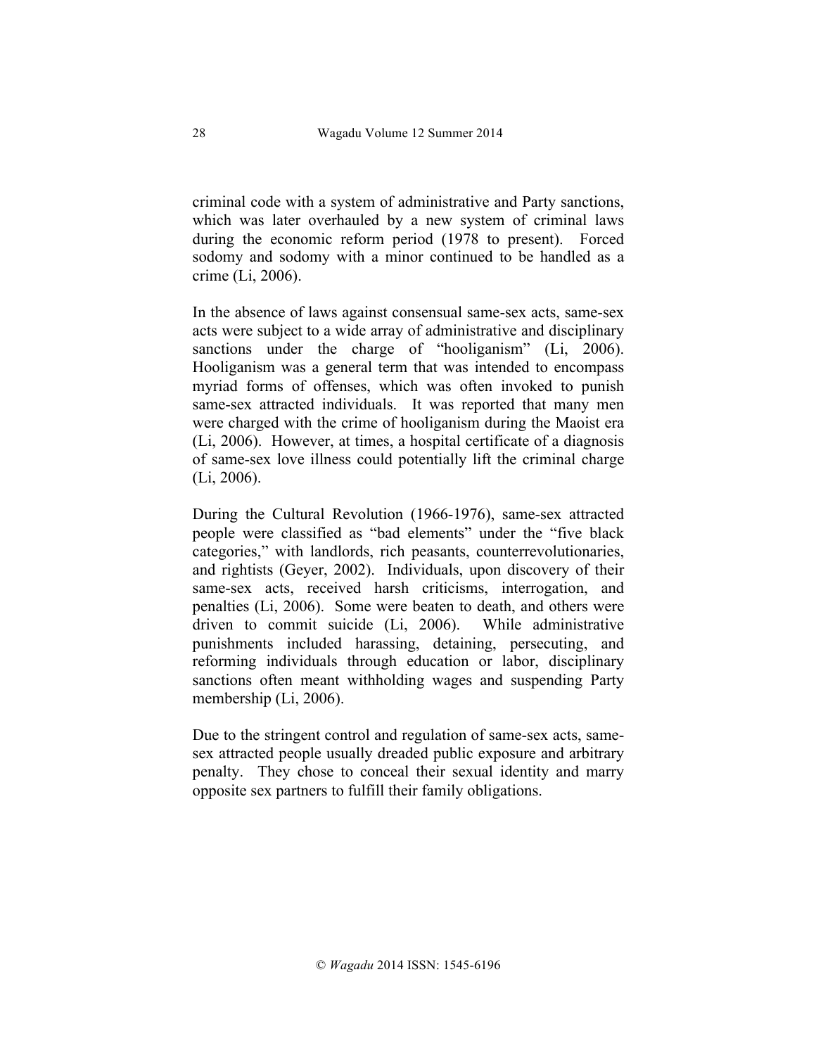criminal code with a system of administrative and Party sanctions, which was later overhauled by a new system of criminal laws during the economic reform period (1978 to present). Forced sodomy and sodomy with a minor continued to be handled as a crime (Li, 2006).

In the absence of laws against consensual same-sex acts, same-sex acts were subject to a wide array of administrative and disciplinary sanctions under the charge of "hooliganism" (Li, 2006). Hooliganism was a general term that was intended to encompass myriad forms of offenses, which was often invoked to punish same-sex attracted individuals. It was reported that many men were charged with the crime of hooliganism during the Maoist era (Li, 2006). However, at times, a hospital certificate of a diagnosis of same-sex love illness could potentially lift the criminal charge (Li, 2006).

During the Cultural Revolution (1966-1976), same-sex attracted people were classified as "bad elements" under the "five black categories," with landlords, rich peasants, counterrevolutionaries, and rightists (Geyer, 2002). Individuals, upon discovery of their same-sex acts, received harsh criticisms, interrogation, and penalties (Li, 2006). Some were beaten to death, and others were driven to commit suicide (Li, 2006). While administrative punishments included harassing, detaining, persecuting, and reforming individuals through education or labor, disciplinary sanctions often meant withholding wages and suspending Party membership (Li, 2006).

Due to the stringent control and regulation of same-sex acts, same-sex attracted people usually dreaded public exposure and arbitrary penalty. They chose to conceal their sexual identity and marry opposite sex partners to fulfill their family obligations.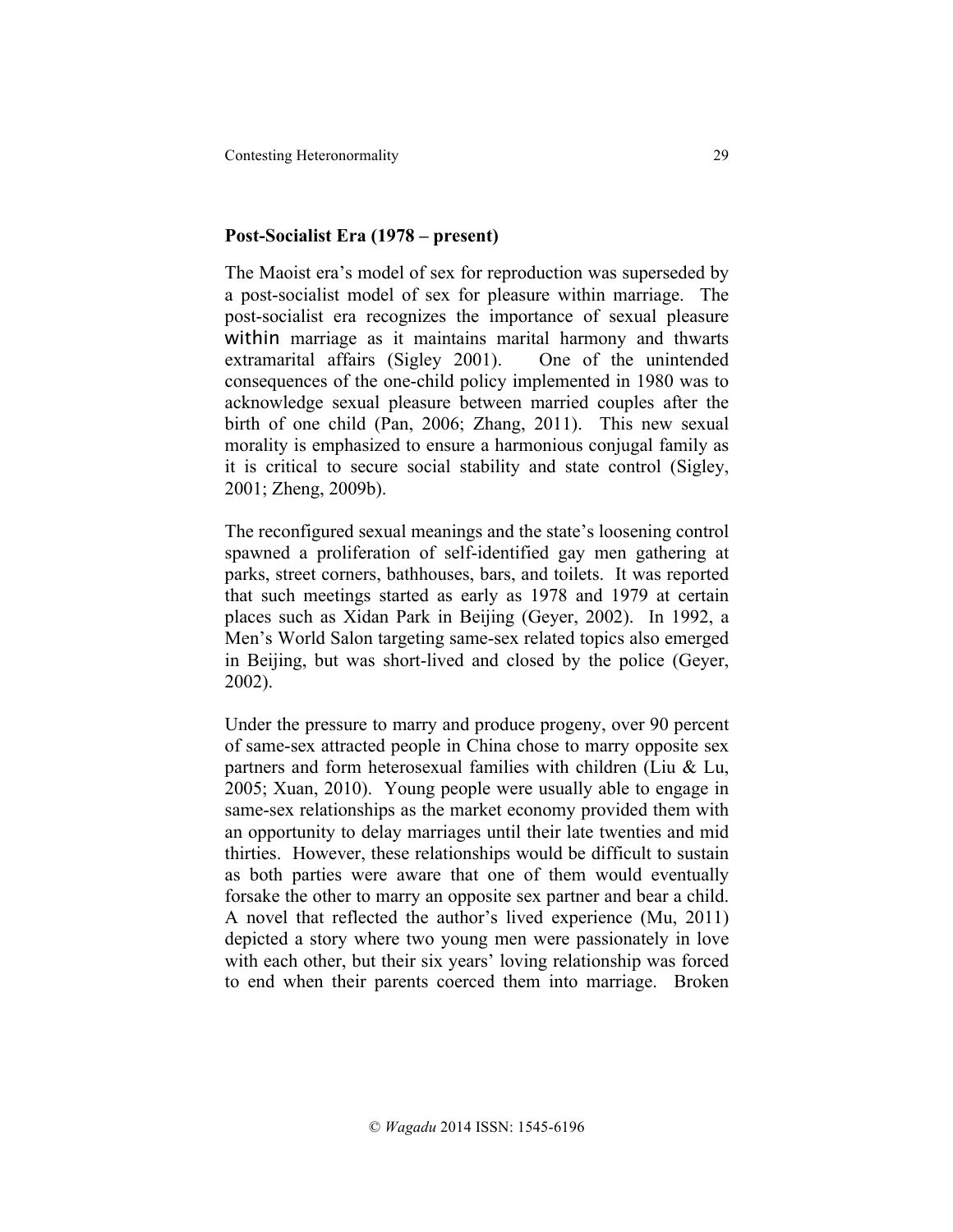## Post-Socialist Era (1978 – present)

The Maoist era's model of sex for reproduction was superseded by a post-socialist model of sex for pleasure within marriage. The post-socialist era recognizes the importance of sexual pleasure within marriage as it maintains marital harmony and thwarts extramarital affairs (Sigley 2001). One of the unintended consequences of the one-child policy implemented in 1980 was to acknowledge sexual pleasure between married couples after the birth of one child (Pan, 2006; Zhang, 2011). This new sexual morality is emphasized to ensure a harmonious conjugal family as it is critical to secure social stability and state control (Sigley, 2001; Zheng, 2009b).

The reconfigured sexual meanings and the state's loosening control spawned a proliferation of self-identified gay men gathering at parks, street corners, bathhouses, bars, and toilets. It was reported that such meetings started as early as 1978 and 1979 at certain places such as Xidan Park in Beijing (Geyer, 2002). In 1992, a Men's World Salon targeting same-sex related topics also emerged in Beijing, but was short-lived and closed by the police (Geyer, 2002).

Under the pressure to marry and produce progeny, over 90 percent of same-sex attracted people in China chose to marry opposite sex partners and form heterosexual families with children (Liu & Lu, 2005; Xuan, 2010). Young people were usually able to engage in same-sex relationships as the market economy provided them with an opportunity to delay marriages until their late twenties and mid thirties. However, these relationships would be difficult to sustain as both parties were aware that one of them would eventually forsake the other to marry an opposite sex partner and bear a child. A novel that reflected the author's lived experience (Mu, 2011) depicted a story where two young men were passionately in love with each other, but their six years' loving relationship was forced to end when their parents coerced them into marriage. Broken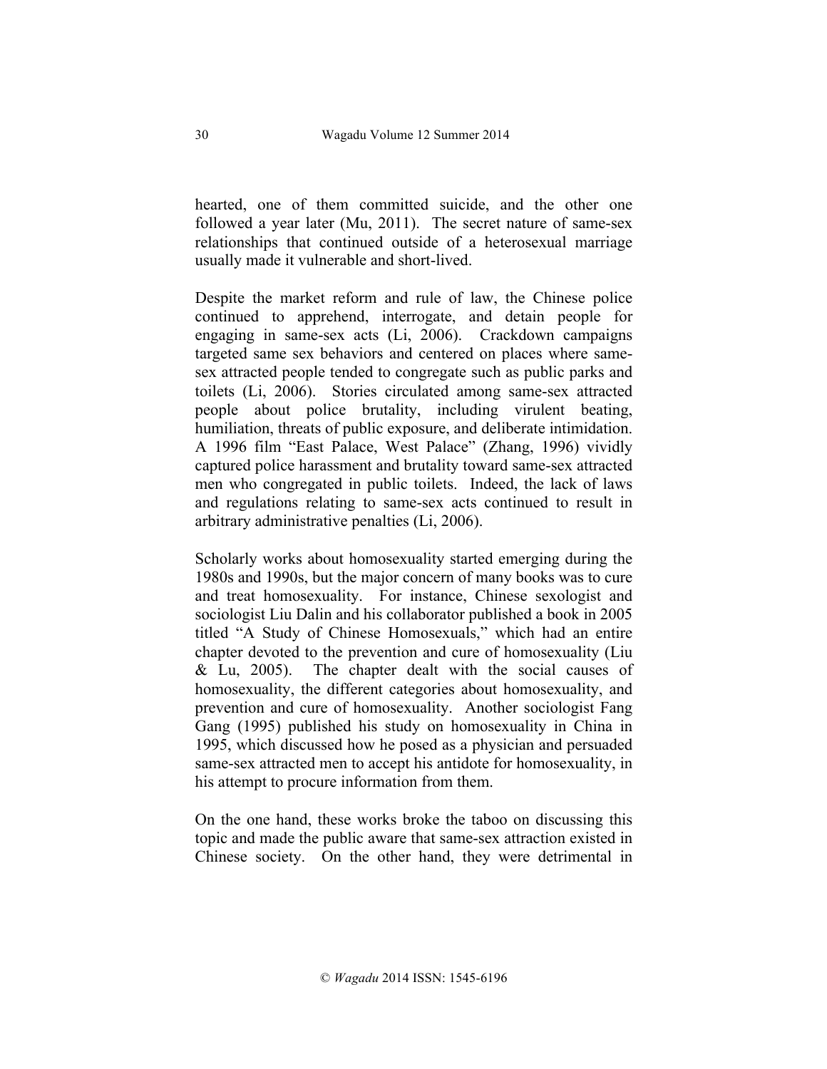hearted, one of them committed suicide, and the other one followed a year later (Mu, 2011). The secret nature of same-sex relationships that continued outside of a heterosexual marriage usually made it vulnerable and short-lived.

Despite the market reform and rule of law, the Chinese police continued to apprehend, interrogate, and detain people for engaging in same-sex acts (Li, 2006). Crackdown campaigns targeted same sex behaviors and centered on places where same-sex attracted people tended to congregate such as public parks and toilets (Li, 2006). Stories circulated among same-sex attracted people about police brutality, including virulent beating, humiliation, threats of public exposure, and deliberate intimidation. A 1996 film "East Palace, West Palace" (Zhang, 1996) vividly captured police harassment and brutality toward same-sex attracted men who congregated in public toilets. Indeed, the lack of laws and regulations relating to same-sex acts continued to result in arbitrary administrative penalties (Li, 2006).

Scholarly works about homosexuality started emerging during the 1980s and 1990s, but the major concern of many books was to cure and treat homosexuality. For instance, Chinese sexologist and sociologist Liu Dalin and his collaborator published a book in 2005 titled "A Study of Chinese Homosexuals," which had an entire chapter devoted to the prevention and cure of homosexuality (Liu & Lu, 2005). The chapter dealt with the social causes of homosexuality, the different categories about homosexuality, and prevention and cure of homosexuality. Another sociologist Fang Gang (1995) published his study on homosexuality in China in 1995, which discussed how he posed as a physician and persuaded same-sex attracted men to accept his antidote for homosexuality, in his attempt to procure information from them.

On the one hand, these works broke the taboo on discussing this topic and made the public aware that same-sex attraction existed in Chinese society. On the other hand, they were detrimental in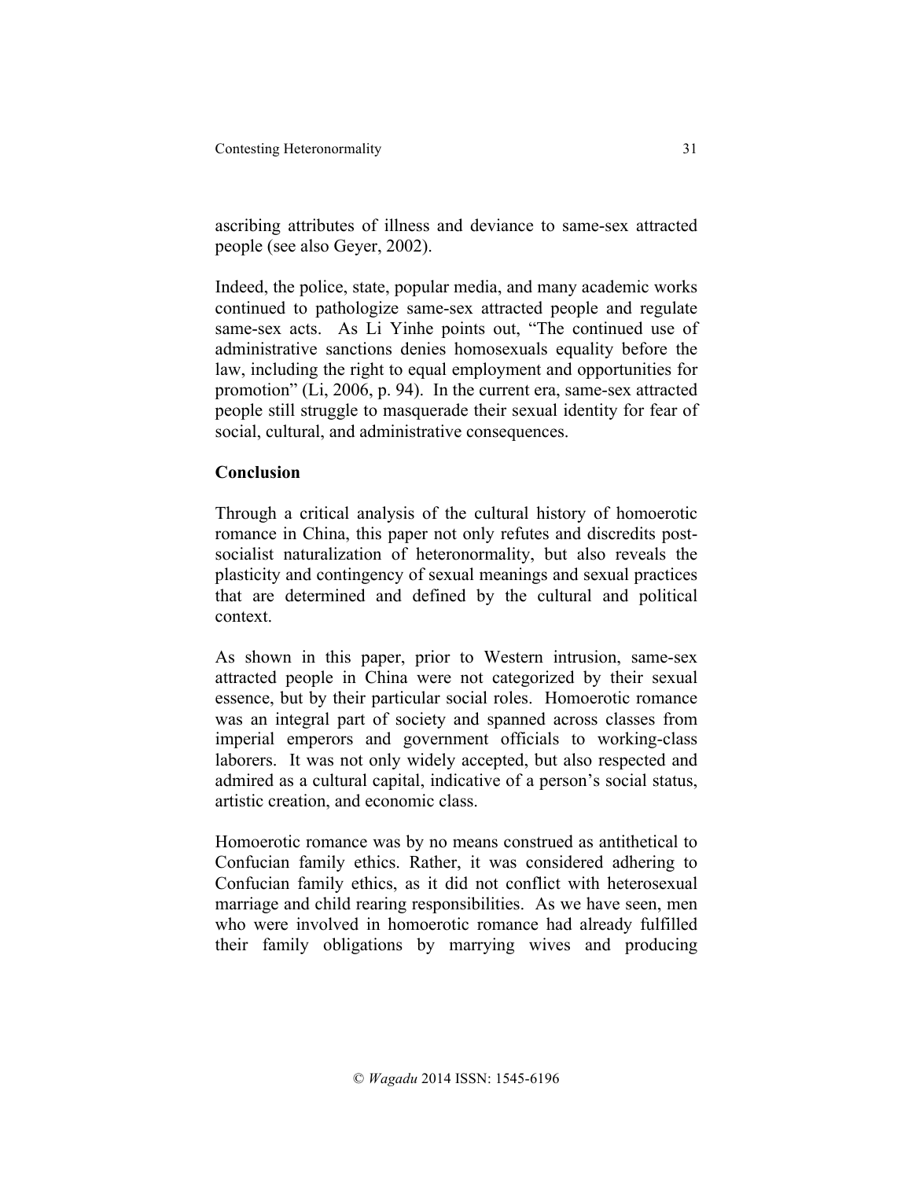ascribing attributes of illness and deviance to same-sex attracted people (see also Geyer, 2002).

Indeed, the police, state, popular media, and many academic works continued to pathologize same-sex attracted people and regulate same-sex acts. As Li Yinhe points out, "The continued use of administrative sanctions denies homosexuals equality before the law, including the right to equal employment and opportunities for promotion" (Li, 2006, p. 94). In the current era, same-sex attracted people still struggle to masquerade their sexual identity for fear of social, cultural, and administrative consequences.

## Conclusion

Through a critical analysis of the cultural history of homoerotic romance in China, this paper not only refutes and discredits post-socialist naturalization of heteronormality, but also reveals the plasticity and contingency of sexual meanings and sexual practices that are determined and defined by the cultural and political context.

As shown in this paper, prior to Western intrusion, same-sex attracted people in China were not categorized by their sexual essence, but by their particular social roles. Homoerotic romance was an integral part of society and spanned across classes from imperial emperors and government officials to working-class laborers. It was not only widely accepted, but also respected and admired as a cultural capital, indicative of a person's social status, artistic creation, and economic class.

Homoerotic romance was by no means construed as antithetical to Confucian family ethics. Rather, it was considered adhering to Confucian family ethics, as it did not conflict with heterosexual marriage and child rearing responsibilities. As we have seen, men who were involved in homoerotic romance had already fulfilled their family obligations by marrying wives and producing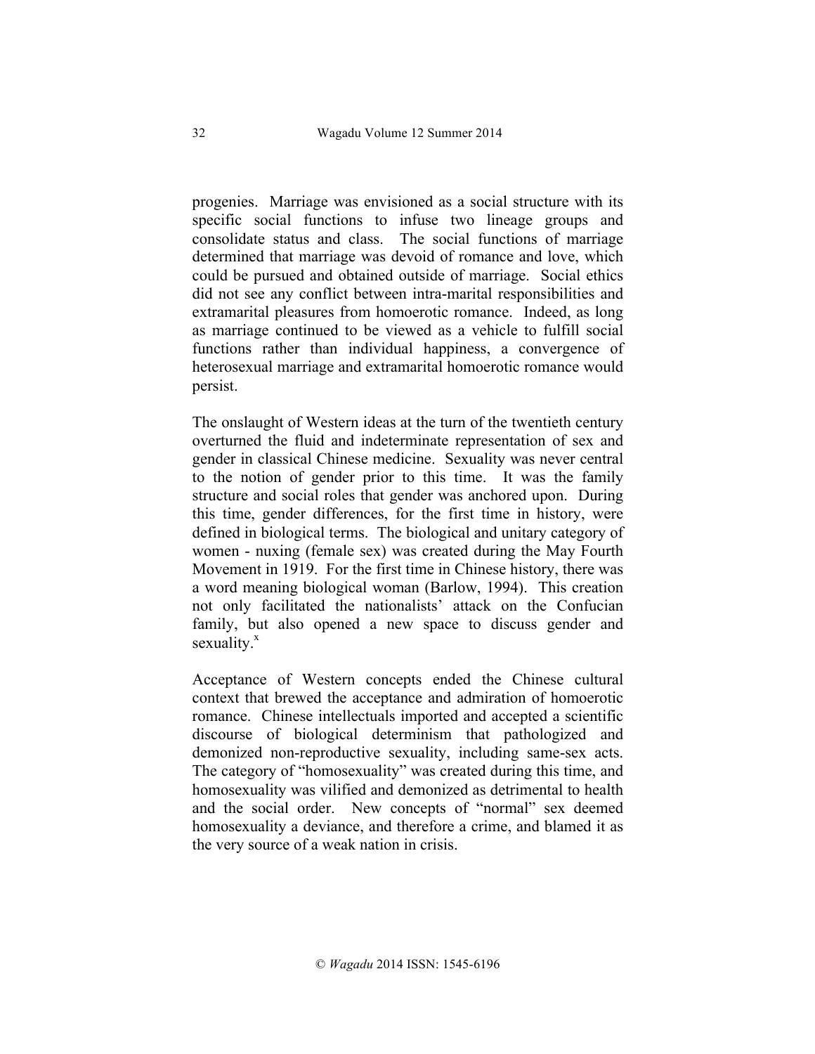progenies. Marriage was envisioned as a social structure with its specific social functions to infuse two lineage groups and consolidate status and class. The social functions of marriage determined that marriage was devoid of romance and love, which could be pursued and obtained outside of marriage. Social ethics did not see any conflict between intra-marital responsibilities and extramarital pleasures from homoerotic romance. Indeed, as long as marriage continued to be viewed as a vehicle to fulfill social functions rather than individual happiness, a convergence of heterosexual marriage and extramarital homoerotic romance would persist.

The onslaught of Western ideas at the turn of the twentieth century overturned the fluid and indeterminate representation of sex and gender in classical Chinese medicine. Sexuality was never central to the notion of gender prior to this time. It was the family structure and social roles that gender was anchored upon. During this time, gender differences, for the first time in history, were defined in biological terms. The biological and unitary category of women - nuxing (female sex) was created during the May Fourth Movement in 1919. For the first time in Chinese history, there was a word meaning biological woman (Barlow, 1994). This creation not only facilitated the nationalists' attack on the Confucian family, but also opened a new space to discuss gender and sexuality.[x]

Acceptance of Western concepts ended the Chinese cultural context that brewed the acceptance and admiration of homoerotic romance. Chinese intellectuals imported and accepted a scientific discourse of biological determinism that pathologized and demonized non-reproductive sexuality, including same-sex acts. The category of "homosexuality" was created during this time, and homosexuality was vilified and demonized as detrimental to health and the social order. New concepts of "normal" sex deemed homosexuality a deviance, and therefore a crime, and blamed it as the very source of a weak nation in crisis.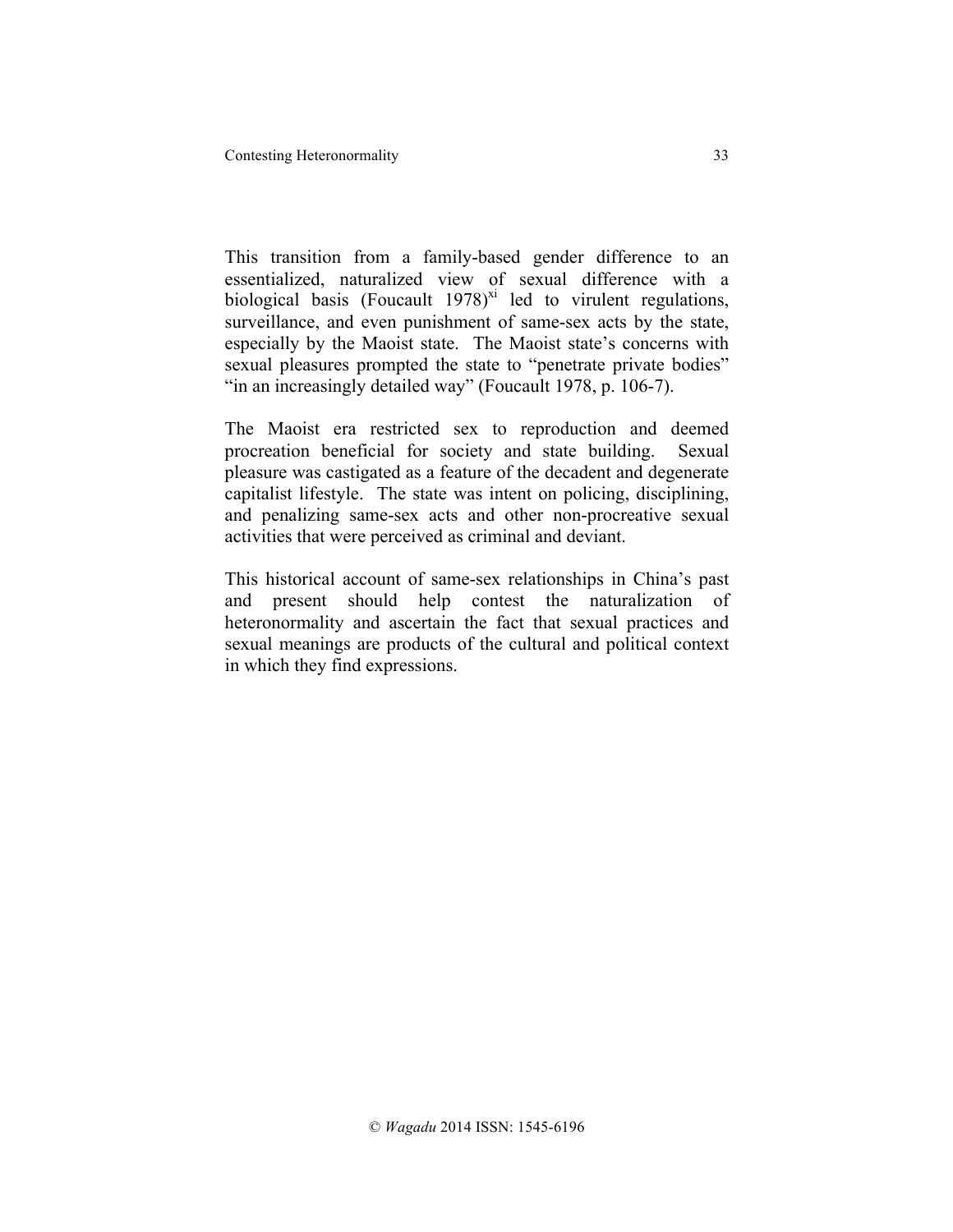This transition from a family-based gender difference to an essentialized, naturalized view of sexual difference with a biological basis (Foucault 1978)[xi] led to virulent regulations, surveillance, and even punishment of same-sex acts by the state, especially by the Maoist state. The Maoist state's concerns with sexual pleasures prompted the state to "penetrate private bodies" "in an increasingly detailed way" (Foucault 1978, p. 106-7).

The Maoist era restricted sex to reproduction and deemed procreation beneficial for society and state building. Sexual pleasure was castigated as a feature of the decadent and degenerate capitalist lifestyle. The state was intent on policing, disciplining, and penalizing same-sex acts and other non-procreative sexual activities that were perceived as criminal and deviant.

This historical account of same-sex relationships in China's past and present should help contest the naturalization of heteronormality and ascertain the fact that sexual practices and sexual meanings are products of the cultural and political context in which they find expressions.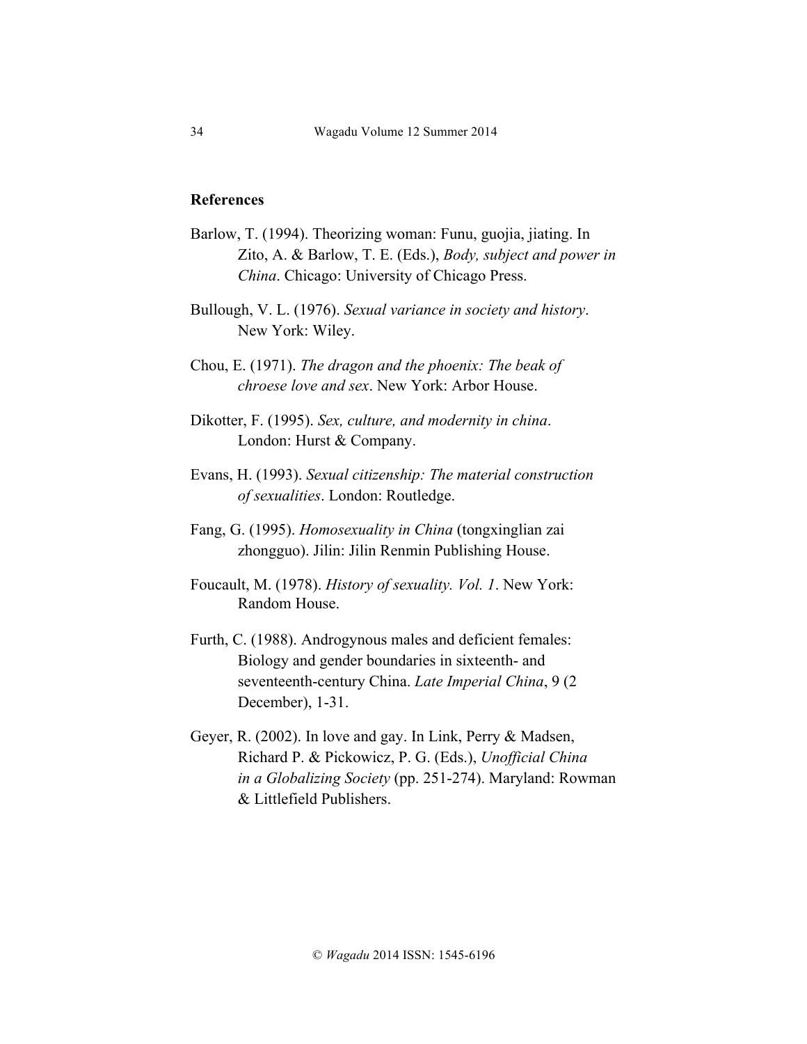## References

Barlow, T. (1994). Theorizing woman: Funu, guojia, jiating. In Zito, A. & Barlow, T. E. (Eds.), *Body, subject and power in China*. Chicago: University of Chicago Press.

Bullough, V. L. (1976). *Sexual variance in society and history*. New York: Wiley.

Chou, E. (1971). *The dragon and the phoenix: The beak of chroese love and sex*. New York: Arbor House.

Dikotter, F. (1995). *Sex, culture, and modernity in china*. London: Hurst & Company.

Evans, H. (1993). *Sexual citizenship: The material construction of sexualities*. London: Routledge.

Fang, G. (1995). *Homosexuality in China* (tongxinglian zai zhongguo). Jilin: Jilin Renmin Publishing House.

Foucault, M. (1978). *History of sexuality. Vol. 1*. New York: Random House.

Furth, C. (1988). Androgynous males and deficient females: Biology and gender boundaries in sixteenth- and seventeenth-century China. *Late Imperial China*, 9 (2 December), 1-31.

Geyer, R. (2002). In love and gay. In Link, Perry & Madsen, Richard P. & Pickowicz, P. G. (Eds.), *Unofficial China in a Globalizing Society* (pp. 251-274). Maryland: Rowman & Littlefield Publishers.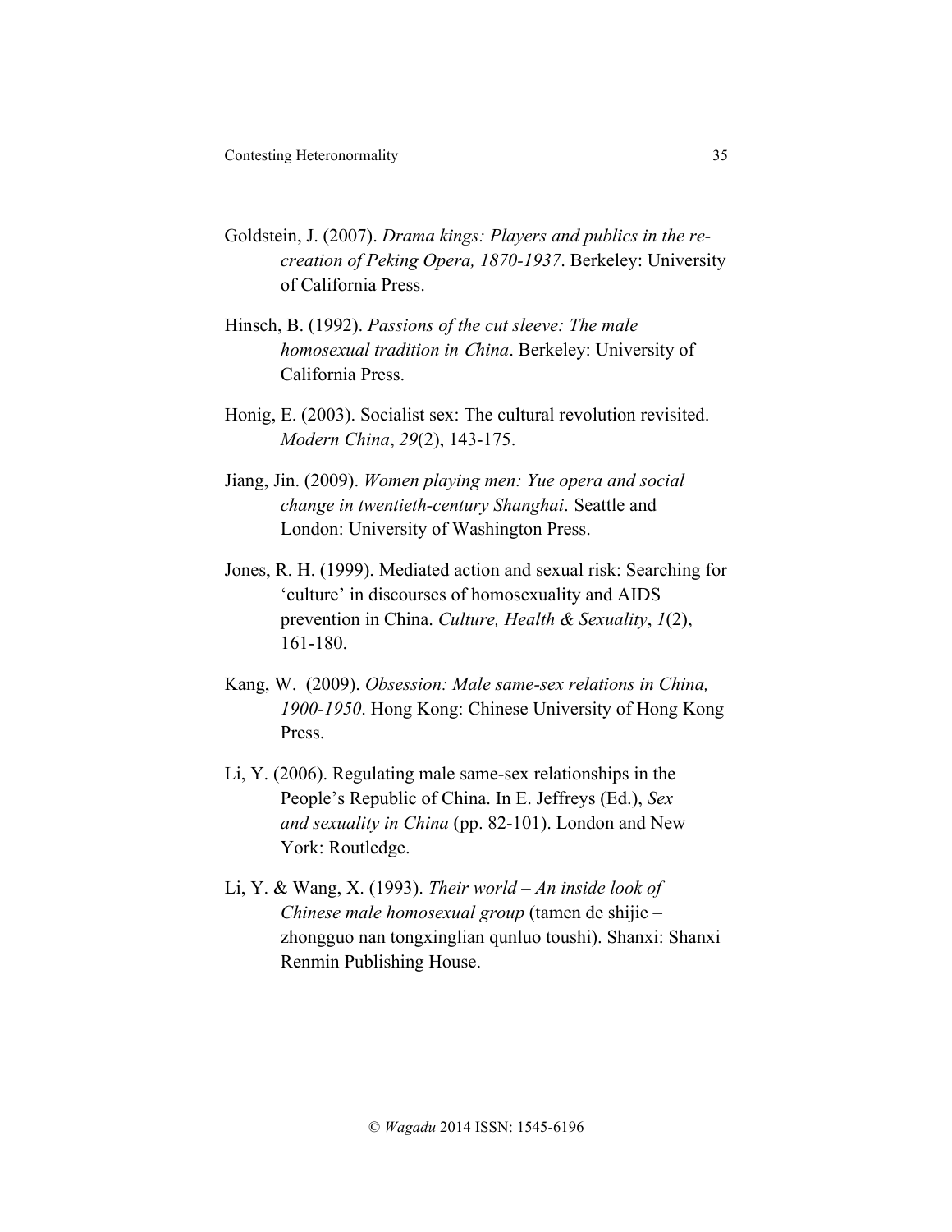Goldstein, J. (2007). *Drama kings: Players and publics in the re-creation of Peking Opera, 1870-1937*. Berkeley: University of California Press.

Hinsch, B. (1992). *Passions of the cut sleeve: The male homosexual tradition in China*. Berkeley: University of California Press.

Honig, E. (2003). Socialist sex: The cultural revolution revisited. *Modern China*, *29*(2), 143-175.

Jiang, Jin. (2009). *Women playing men: Yue opera and social change in twentieth-century Shanghai*. Seattle and London: University of Washington Press.

Jones, R. H. (1999). Mediated action and sexual risk: Searching for 'culture' in discourses of homosexuality and AIDS prevention in China. *Culture, Health & Sexuality*, *1*(2), 161-180.

Kang, W. (2009). *Obsession: Male same-sex relations in China, 1900-1950*. Hong Kong: Chinese University of Hong Kong Press.

Li, Y. (2006). Regulating male same-sex relationships in the People's Republic of China. In E. Jeffreys (Ed.), *Sex and sexuality in China* (pp. 82-101). London and New York: Routledge.

Li, Y. & Wang, X. (1993). *Their world – An inside look of Chinese male homosexual group* (tamen de shijie – zhongguo nan tongxinglian qunluo toushi). Shanxi: Shanxi Renmin Publishing House.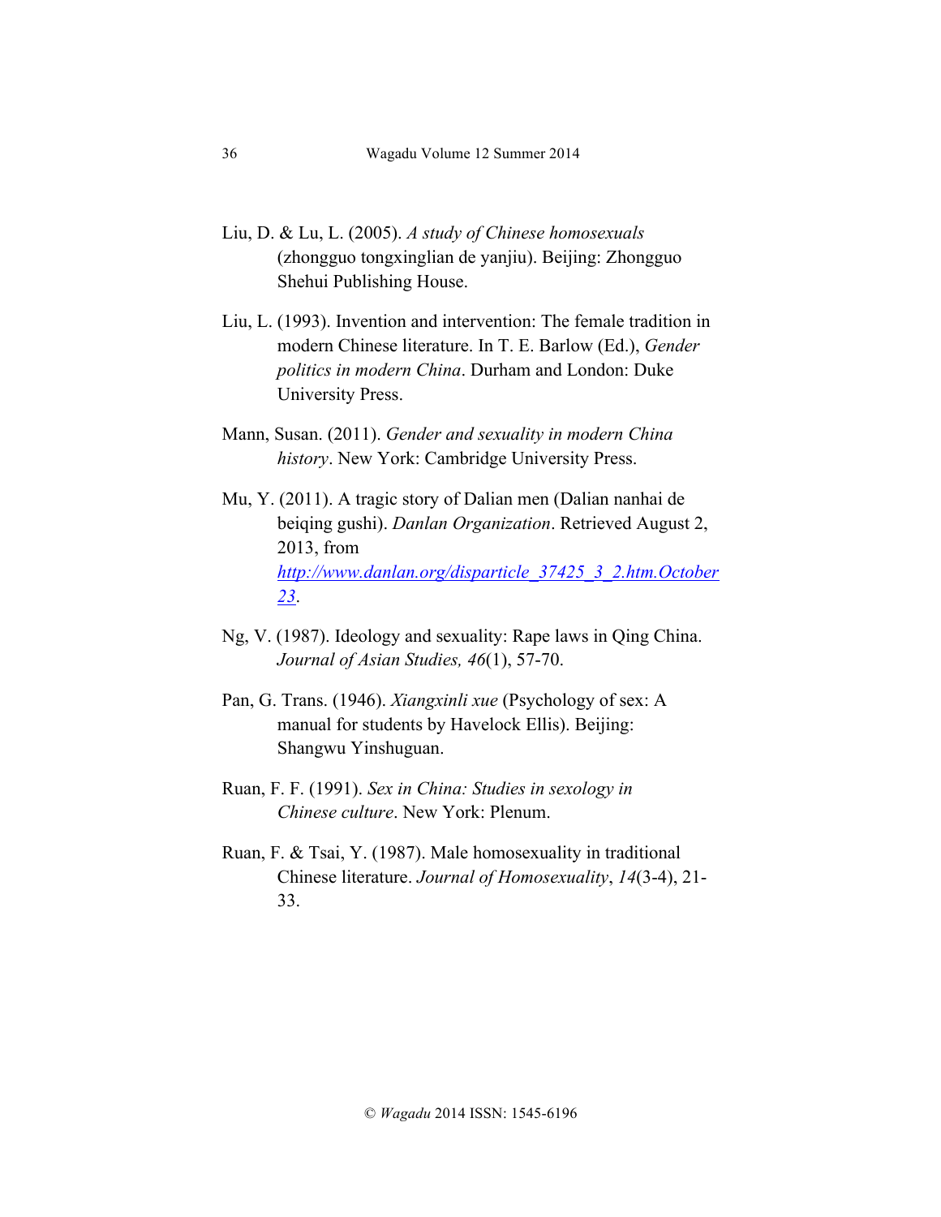Liu, D. & Lu, L. (2005). *A study of Chinese homosexuals* (zhongguo tongxinglian de yanjiu). Beijing: Zhongguo Shehui Publishing House.

Liu, L. (1993). Invention and intervention: The female tradition in modern Chinese literature. In T. E. Barlow (Ed.), *Gender politics in modern China*. Durham and London: Duke University Press.

Mann, Susan. (2011). *Gender and sexuality in modern China history*. New York: Cambridge University Press.

Mu, Y. (2011). A tragic story of Dalian men (Dalian nanhai de beiqing gushi). *Danlan Organization*. Retrieved August 2, 2013, from http://www.danlan.org/disparticle_37425_3_2.htm.October 23.

Ng, V. (1987). Ideology and sexuality: Rape laws in Qing China. *Journal of Asian Studies, 46*(1), 57-70.

Pan, G. Trans. (1946). *Xiangxinli xue* (Psychology of sex: A manual for students by Havelock Ellis). Beijing: Shangwu Yinshuguan.

Ruan, F. F. (1991). *Sex in China: Studies in sexology in Chinese culture*. New York: Plenum.

Ruan, F. & Tsai, Y. (1987). Male homosexuality in traditional Chinese literature. *Journal of Homosexuality*, *14*(3-4), 21-33.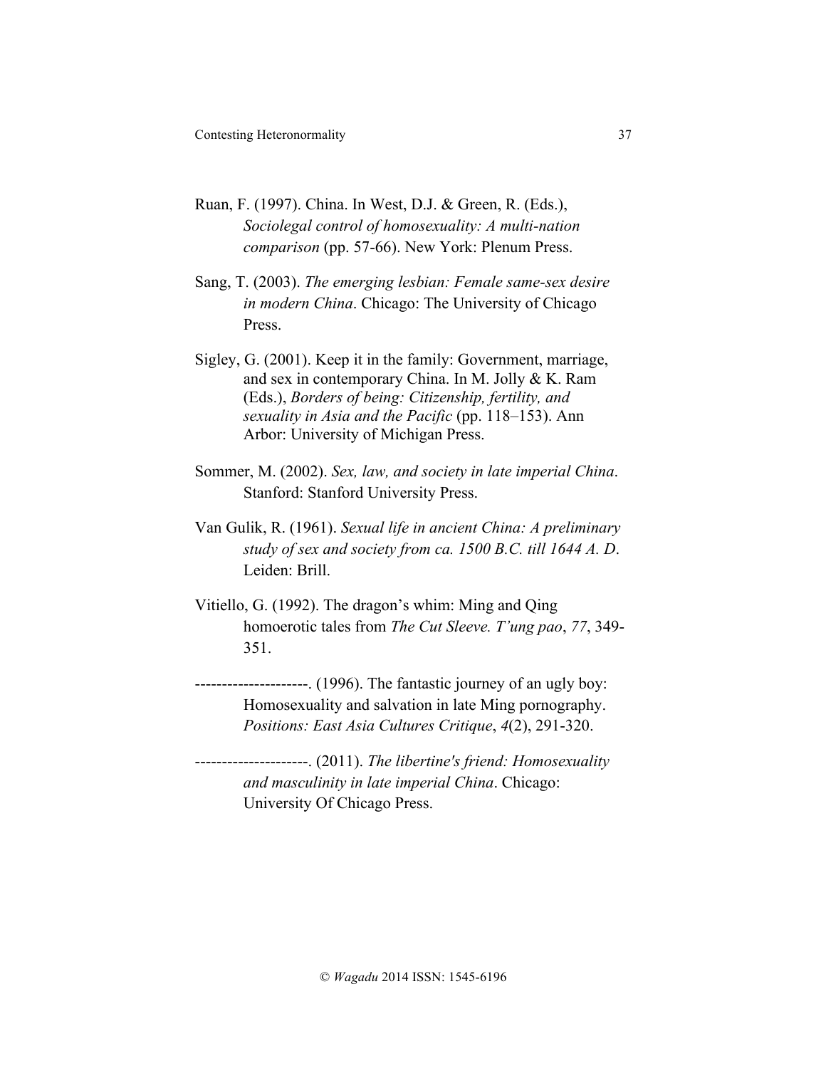Ruan, F. (1997). China. In West, D.J. & Green, R. (Eds.), *Sociolegal control of homosexuality: A multi-nation comparison* (pp. 57-66). New York: Plenum Press.

Sang, T. (2003). *The emerging lesbian: Female same-sex desire in modern China*. Chicago: The University of Chicago Press.

Sigley, G. (2001). Keep it in the family: Government, marriage, and sex in contemporary China. In M. Jolly & K. Ram (Eds.), *Borders of being: Citizenship, fertility, and sexuality in Asia and the Pacific* (pp. 118–153). Ann Arbor: University of Michigan Press.

Sommer, M. (2002). *Sex, law, and society in late imperial China*. Stanford: Stanford University Press.

Van Gulik, R. (1961). *Sexual life in ancient China: A preliminary study of sex and society from ca. 1500 B.C. till 1644 A. D*. Leiden: Brill.

Vitiello, G. (1992). The dragon's whim: Ming and Qing homoerotic tales from *The Cut Sleeve. T'ung pao*, *77*, 349-351.

---------------------. (1996). The fantastic journey of an ugly boy: Homosexuality and salvation in late Ming pornography. *Positions: East Asia Cultures Critique*, *4*(2), 291-320.

---------------------. (2011). *The libertine's friend: Homosexuality and masculinity in late imperial China*. Chicago: University Of Chicago Press.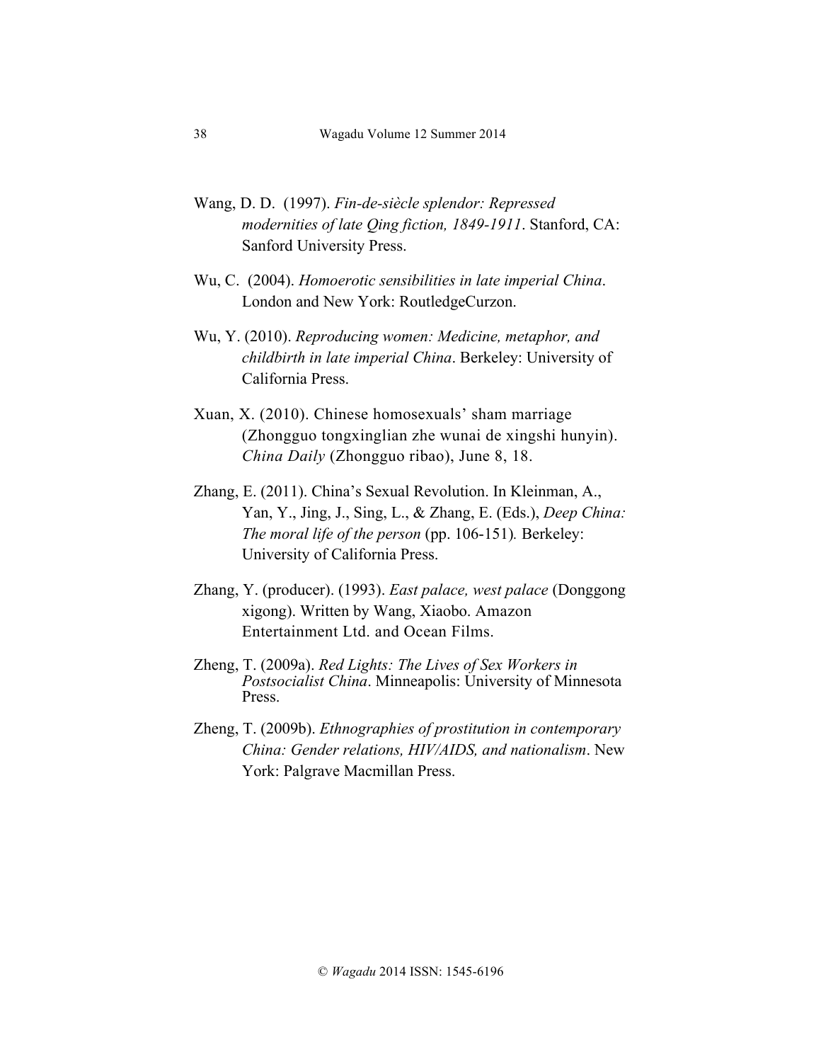Wang, D. D. (1997). *Fin-de-siècle splendor: Repressed modernities of late Qing fiction, 1849-1911*. Stanford, CA: Sanford University Press.

Wu, C. (2004). *Homoerotic sensibilities in late imperial China*. London and New York: RoutledgeCurzon.

Wu, Y. (2010). *Reproducing women: Medicine, metaphor, and childbirth in late imperial China*. Berkeley: University of California Press.

Xuan, X. (2010). Chinese homosexuals' sham marriage (Zhongguo tongxinglian zhe wunai de xingshi hunyin). *China Daily* (Zhongguo ribao), June 8, 18.

Zhang, E. (2011). China's Sexual Revolution. In Kleinman, A., Yan, Y., Jing, J., Sing, L., & Zhang, E. (Eds.), *Deep China: The moral life of the person* (pp. 106-151)*.* Berkeley: University of California Press.

Zhang, Y. (producer). (1993). *East palace, west palace* (Donggong xigong). Written by Wang, Xiaobo. Amazon Entertainment Ltd. and Ocean Films.

Zheng, T. (2009a). *Red Lights: The Lives of Sex Workers in Postsocialist China*. Minneapolis: University of Minnesota Press.

Zheng, T. (2009b). *Ethnographies of prostitution in contemporary China: Gender relations, HIV/AIDS, and nationalism*. New York: Palgrave Macmillan Press.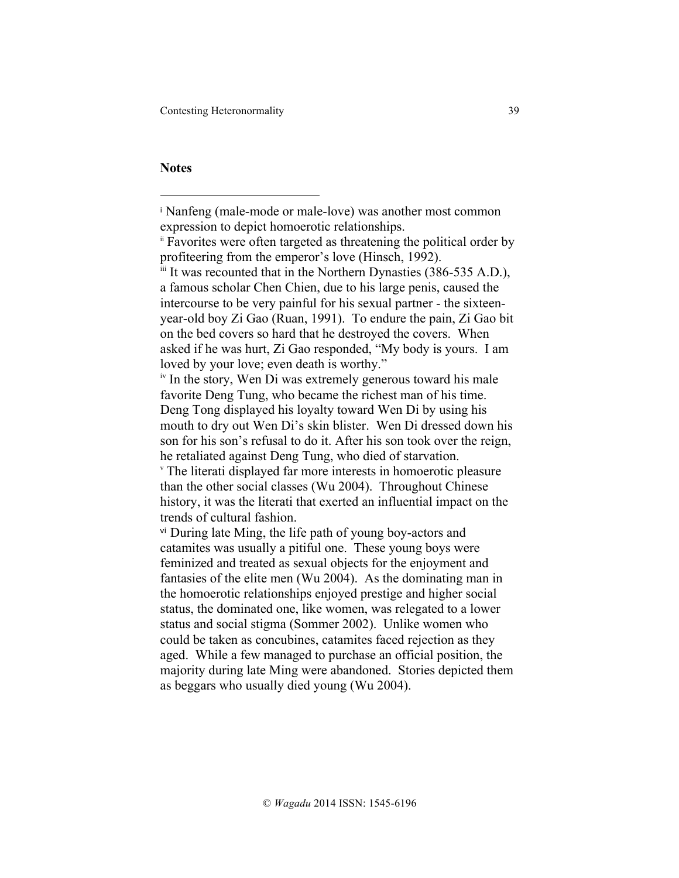**Notes**

[i] Nanfeng (male-mode or male-love) was another most common expression to depict homoerotic relationships.

[ii] Favorites were often targeted as threatening the political order by profiteering from the emperor's love (Hinsch, 1992).

[iii] It was recounted that in the Northern Dynasties (386-535 A.D.), a famous scholar Chen Chien, due to his large penis, caused the intercourse to be very painful for his sexual partner - the sixteen-year-old boy Zi Gao (Ruan, 1991). To endure the pain, Zi Gao bit on the bed covers so hard that he destroyed the covers. When asked if he was hurt, Zi Gao responded, "My body is yours. I am loved by your love; even death is worthy."

[iv] In the story, Wen Di was extremely generous toward his male favorite Deng Tung, who became the richest man of his time. Deng Tong displayed his loyalty toward Wen Di by using his mouth to dry out Wen Di's skin blister. Wen Di dressed down his son for his son's refusal to do it. After his son took over the reign, he retaliated against Deng Tung, who died of starvation.

[v] The literati displayed far more interests in homoerotic pleasure than the other social classes (Wu 2004). Throughout Chinese history, it was the literati that exerted an influential impact on the trends of cultural fashion.

[vi] During late Ming, the life path of young boy-actors and catamites was usually a pitiful one. These young boys were feminized and treated as sexual objects for the enjoyment and fantasies of the elite men (Wu 2004). As the dominating man in the homoerotic relationships enjoyed prestige and higher social status, the dominated one, like women, was relegated to a lower status and social stigma (Sommer 2002). Unlike women who could be taken as concubines, catamites faced rejection as they aged. While a few managed to purchase an official position, the majority during late Ming were abandoned. Stories depicted them as beggars who usually died young (Wu 2004).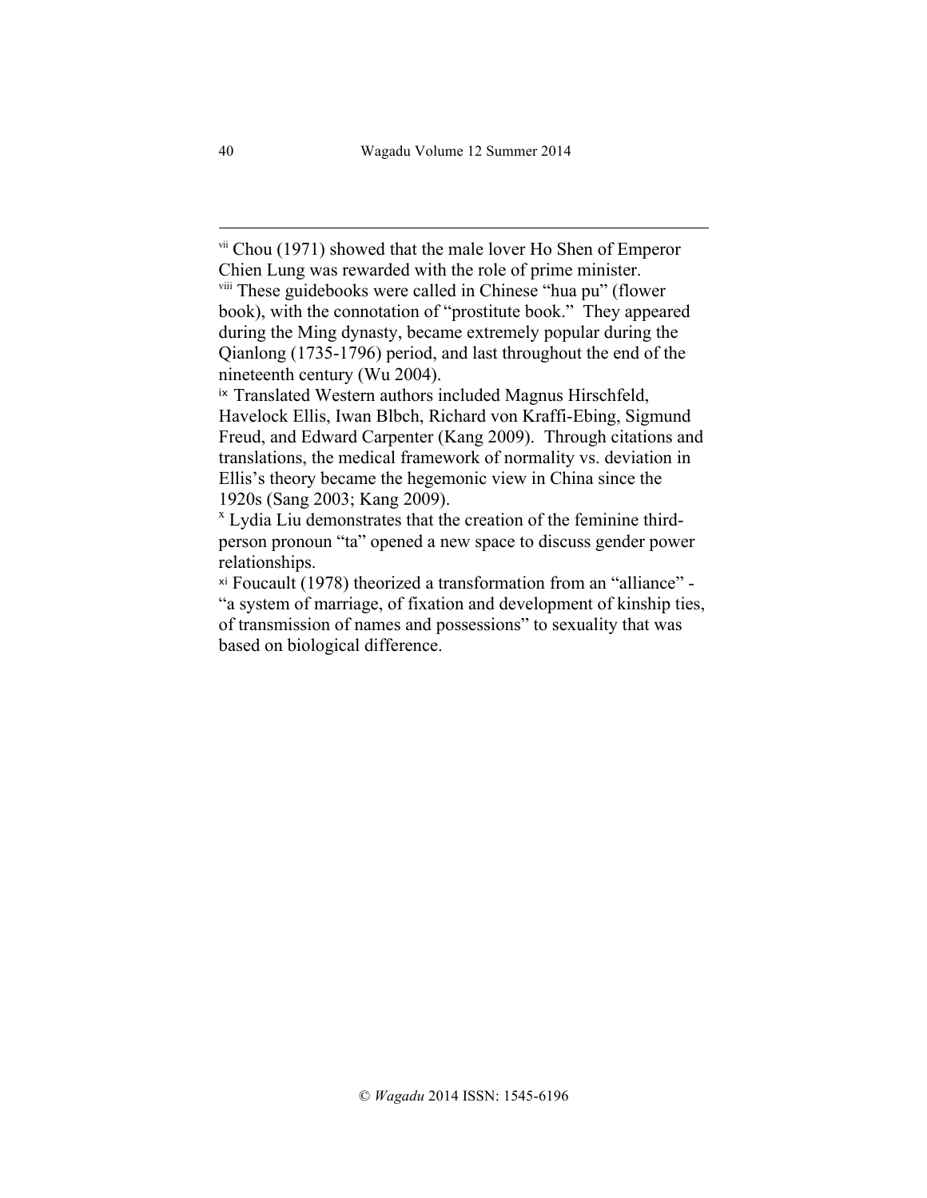[vii] Chou (1971) showed that the male lover Ho Shen of Emperor Chien Lung was rewarded with the role of prime minister.

[viii] These guidebooks were called in Chinese "hua pu" (flower book), with the connotation of "prostitute book." They appeared during the Ming dynasty, became extremely popular during the Qianlong (1735-1796) period, and last throughout the end of the nineteenth century (Wu 2004).

[ix] Translated Western authors included Magnus Hirschfeld, Havelock Ellis, Iwan Blbch, Richard von Kraffi-Ebing, Sigmund Freud, and Edward Carpenter (Kang 2009). Through citations and translations, the medical framework of normality vs. deviation in Ellis's theory became the hegemonic view in China since the 1920s (Sang 2003; Kang 2009).

[x] Lydia Liu demonstrates that the creation of the feminine third-person pronoun "ta" opened a new space to discuss gender power relationships.

[xi] Foucault (1978) theorized a transformation from an "alliance" - "a system of marriage, of fixation and development of kinship ties, of transmission of names and possessions" to sexuality that was based on biological difference.